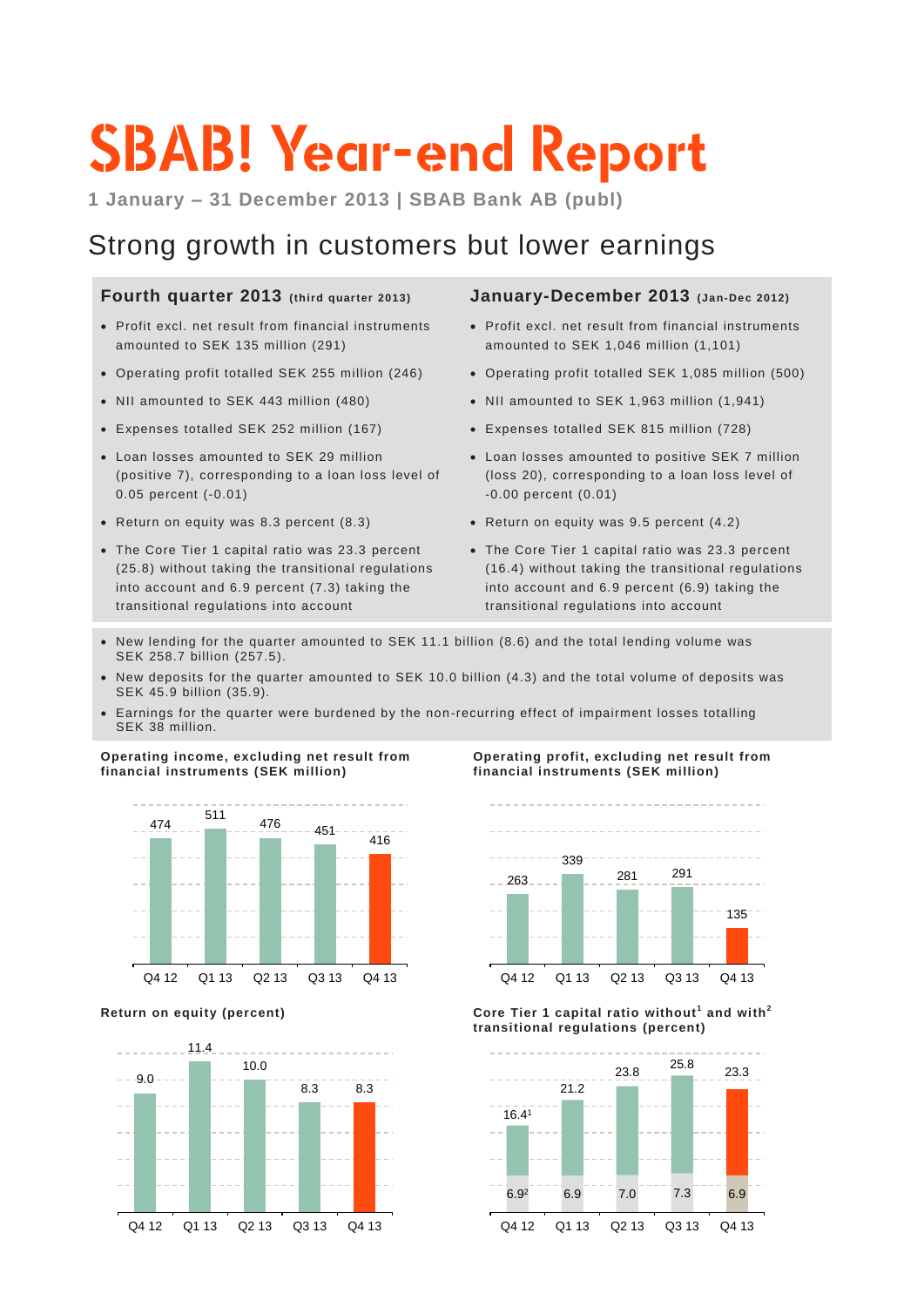# SBAB! Year-end Report

**1 January – 31 December 2013 | SBAB Bank AB (publ)**

## Strong growth in customers but lower earnings

### Fourth quarter 2013 (third quarter 2013)

- Profit excl. net result from financial instruments amounted to SEK 135 million (291)
- Operating profit totalled SEK 255 million (246)
- NII amounted to SEK 443 million (480)
- Expenses totalled SEK 252 million (167)
- Loan losses amounted to SEK 29 million (positive 7), corresponding to a loan loss level of 0.05 percent (-0.01)
- Return on equity was 8.3 percent (8.3)
- The Core Tier 1 capital ratio was 23.3 percent (25.8) without taking the transitional regulations into account and 6.9 percent (7.3) taking the transitional regulations into account

### January-December 2013 (Jan-Dec 2012)

- Profit excl. net result from financial instruments amounted to SEK 1,046 million (1,101)
- Operating profit totalled SEK 1,085 million (500)
- NII amounted to SEK 1,963 million (1,941)
- Expenses totalled SEK 815 million (728)
- Loan losses amounted to positive SEK 7 million (loss 20), corresponding to a loan loss level of -0.00 percent (0.01)
- Return on equity was 9.5 percent (4.2)
- The Core Tier 1 capital ratio was 23.3 percent (16.4) without taking the transitional regulations into account and 6.9 percent (6.9) taking the transitional regulations into account

---

- New lending for the quarter amounted to SEK 11.1 billion (8.6) and the total lending volume was SEK 258.7 billion (257.5).
- New deposits for the quarter amounted to SEK 10.0 billion (4.3) and the total volume of deposits was SEK 45.9 billion (35.9).
- Earnings for the quarter were burdened by the non-recurring effect of impairment losses totalling SEK 38 million.

**Operating income, excluding net result from financial instruments (SEK million)**

| Q4 12 | Q1 13 | Q2 13 | Q3 13 | Q4 13 |
|---|---|---|---|---|
| 474 | 511 | 476 | 451 | 416 |

**Operating profit, excluding net result from financial instruments (SEK million)**

| Q4 12 | Q1 13 | Q2 13 | Q3 13 | Q4 13 |
|---|---|---|---|---|
| 263 | 339 | 281 | 291 | 135 |

**Return on equity (percent)**

| Q4 12 | Q1 13 | Q2 13 | Q3 13 | Q4 13 |
|---|---|---|---|---|
| 9.0 | 11.4 | 10.0 | 8.3 | 8.3 |

**Core Tier 1 capital ratio without[1] and with[2] transitional regulations (percent)**

| | Q4 12 | Q1 13 | Q2 13 | Q3 13 | Q4 13 |
|---|---|---|---|---|---|
| Without transitional regulations | 16.4[1] | 21.2 | 23.8 | 25.8 | 23.3 |
| With transitional regulations | 6.9[2] | 6.9 | 7.0 | 7.3 | 6.9 |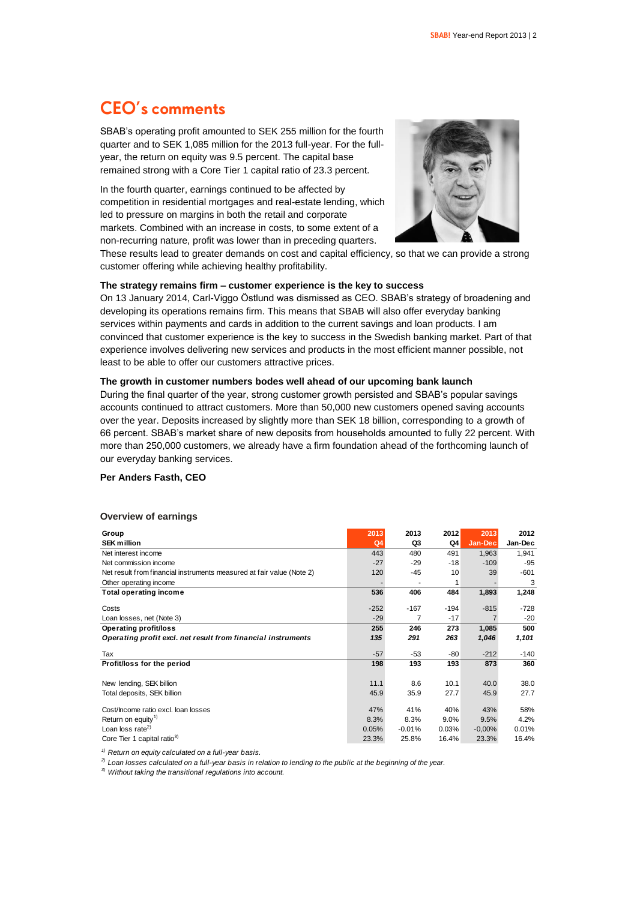## CEO's comments

SBAB's operating profit amounted to SEK 255 million for the fourth quarter and to SEK 1,085 million for the 2013 full-year. For the full-year, the return on equity was 9.5 percent. The capital base remained strong with a Core Tier 1 capital ratio of 23.3 percent.

In the fourth quarter, earnings continued to be affected by competition in residential mortgages and real-estate lending, which led to pressure on margins in both the retail and corporate markets. Combined with an increase in costs, to some extent of a non-recurring nature, profit was lower than in preceding quarters. These results lead to greater demands on cost and capital efficiency, so that we can provide a strong customer offering while achieving healthy profitability.

**The strategy remains firm – customer experience is the key to success**

On 13 January 2014, Carl-Viggo Östlund was dismissed as CEO. SBAB's strategy of broadening and developing its operations remains firm. This means that SBAB will also offer everyday banking services within payments and cards in addition to the current savings and loan products. I am convinced that customer experience is the key to success in the Swedish banking market. Part of that experience involves delivering new services and products in the most efficient manner possible, not least to be able to offer our customers attractive prices.

**The growth in customer numbers bodes well ahead of our upcoming bank launch**

During the final quarter of the year, strong customer growth persisted and SBAB's popular savings accounts continued to attract customers. More than 50,000 new customers opened saving accounts over the year. Deposits increased by slightly more than SEK 18 billion, corresponding to a growth of 66 percent. SBAB's market share of new deposits from households amounted to fully 22 percent. With more than 250,000 customers, we already have a firm foundation ahead of the forthcoming launch of our everyday banking services.

**Per Anders Fasth, CEO**

**Overview of earnings**

| Group<br>SEK million | 2013<br>Q4 | 2013<br>Q3 | 2012<br>Q4 | 2013<br>Jan-Dec | 2012<br>Jan-Dec |
|---|---|---|---|---|---|
| Net interest income | 443 | 480 | 491 | 1,963 | 1,941 |
| Net commission income | -27 | -29 | -18 | -109 | -95 |
| Net result from financial instruments measured at fair value (Note 2) | 120 | -45 | 10 | 39 | -601 |
| Other operating income | - | - | 1 | - | 3 |
| **Total operating income** | **536** | **406** | **484** | **1,893** | **1,248** |
| Costs | -252 | -167 | -194 | -815 | -728 |
| Loan losses, net (Note 3) | -29 | 7 | -17 | 7 | -20 |
| **Operating profit/loss** | **255** | **246** | **273** | **1,085** | **500** |
| ***Operating profit excl. net result from financial instruments*** | ***135*** | ***291*** | ***263*** | ***1,046*** | ***1,101*** |
| Tax | -57 | -53 | -80 | -212 | -140 |
| **Profit/loss for the period** | **198** | **193** | **193** | **873** | **360** |
| New lending, SEK billion | 11.1 | 8.6 | 10.1 | 40.0 | 38.0 |
| Total deposits, SEK billion | 45.9 | 35.9 | 27.7 | 45.9 | 27.7 |
| Cost/Income ratio excl. loan losses | 47% | 41% | 40% | 43% | 58% |
| Return on equity[1] | 8.3% | 8.3% | 9.0% | 9.5% | 4.2% |
| Loan loss rate[2] | 0.05% | -0.01% | 0.03% | -0,00% | 0.01% |
| Core Tier 1 capital ratio[3] | 23.3% | 25.8% | 16.4% | 23.3% | 16.4% |

*[1] Return on equity calculated on a full-year basis.*

*[2] Loan losses calculated on a full-year basis in relation to lending to the public at the beginning of the year.*

*[3] Without taking the transitional regulations into account.*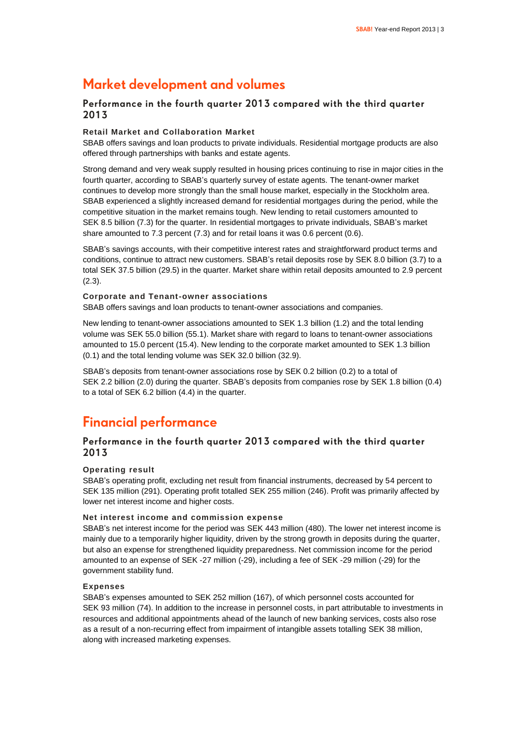# Market development and volumes

## Performance in the fourth quarter 2013 compared with the third quarter 2013

### Retail Market and Collaboration Market

SBAB offers savings and loan products to private individuals. Residential mortgage products are also offered through partnerships with banks and estate agents.

Strong demand and very weak supply resulted in housing prices continuing to rise in major cities in the fourth quarter, according to SBAB's quarterly survey of estate agents. The tenant-owner market continues to develop more strongly than the small house market, especially in the Stockholm area. SBAB experienced a slightly increased demand for residential mortgages during the period, while the competitive situation in the market remains tough. New lending to retail customers amounted to SEK 8.5 billion (7.3) for the quarter. In residential mortgages to private individuals, SBAB's market share amounted to 7.3 percent (7.3) and for retail loans it was 0.6 percent (0.6).

SBAB's savings accounts, with their competitive interest rates and straightforward product terms and conditions, continue to attract new customers. SBAB's retail deposits rose by SEK 8.0 billion (3.7) to a total SEK 37.5 billion (29.5) in the quarter. Market share within retail deposits amounted to 2.9 percent (2.3).

### Corporate and Tenant-owner associations

SBAB offers savings and loan products to tenant-owner associations and companies.

New lending to tenant-owner associations amounted to SEK 1.3 billion (1.2) and the total lending volume was SEK 55.0 billion (55.1). Market share with regard to loans to tenant-owner associations amounted to 15.0 percent (15.4). New lending to the corporate market amounted to SEK 1.3 billion (0.1) and the total lending volume was SEK 32.0 billion (32.9).

SBAB's deposits from tenant-owner associations rose by SEK 0.2 billion (0.2) to a total of SEK 2.2 billion (2.0) during the quarter. SBAB's deposits from companies rose by SEK 1.8 billion (0.4) to a total of SEK 6.2 billion (4.4) in the quarter.

# Financial performance

## Performance in the fourth quarter 2013 compared with the third quarter 2013

### Operating result

SBAB's operating profit, excluding net result from financial instruments, decreased by 54 percent to SEK 135 million (291). Operating profit totalled SEK 255 million (246). Profit was primarily affected by lower net interest income and higher costs.

### Net interest income and commission expense

SBAB's net interest income for the period was SEK 443 million (480). The lower net interest income is mainly due to a temporarily higher liquidity, driven by the strong growth in deposits during the quarter, but also an expense for strengthened liquidity preparedness. Net commission income for the period amounted to an expense of SEK -27 million (-29), including a fee of SEK -29 million (-29) for the government stability fund.

### Expenses

SBAB's expenses amounted to SEK 252 million (167), of which personnel costs accounted for SEK 93 million (74). In addition to the increase in personnel costs, in part attributable to investments in resources and additional appointments ahead of the launch of new banking services, costs also rose as a result of a non-recurring effect from impairment of intangible assets totalling SEK 38 million, along with increased marketing expenses.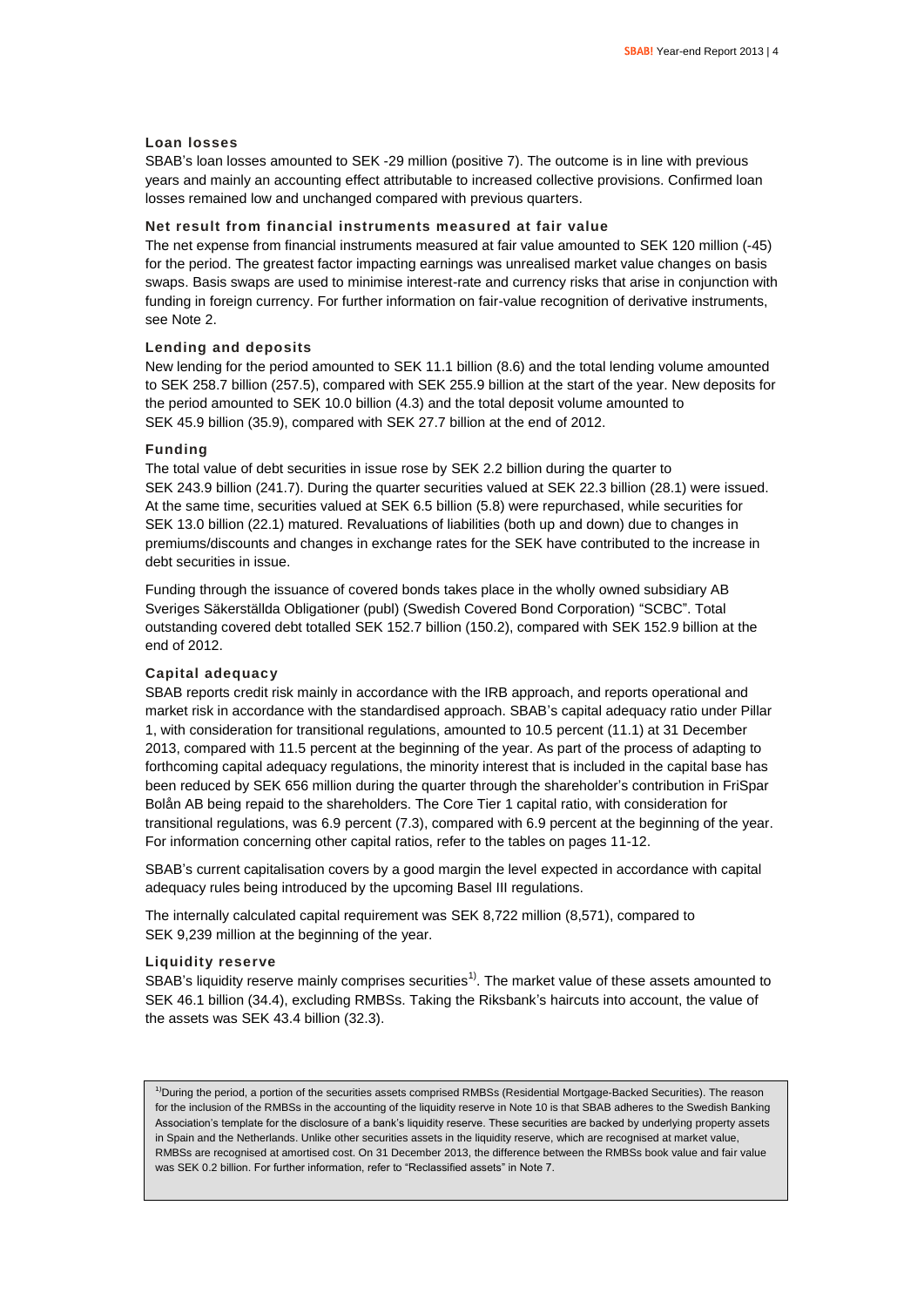### Loan losses

SBAB's loan losses amounted to SEK -29 million (positive 7). The outcome is in line with previous years and mainly an accounting effect attributable to increased collective provisions. Confirmed loan losses remained low and unchanged compared with previous quarters.

### Net result from financial instruments measured at fair value

The net expense from financial instruments measured at fair value amounted to SEK 120 million (-45) for the period. The greatest factor impacting earnings was unrealised market value changes on basis swaps. Basis swaps are used to minimise interest-rate and currency risks that arise in conjunction with funding in foreign currency. For further information on fair-value recognition of derivative instruments, see Note 2.

### Lending and deposits

New lending for the period amounted to SEK 11.1 billion (8.6) and the total lending volume amounted to SEK 258.7 billion (257.5), compared with SEK 255.9 billion at the start of the year. New deposits for the period amounted to SEK 10.0 billion (4.3) and the total deposit volume amounted to SEK 45.9 billion (35.9), compared with SEK 27.7 billion at the end of 2012.

### Funding

The total value of debt securities in issue rose by SEK 2.2 billion during the quarter to SEK 243.9 billion (241.7). During the quarter securities valued at SEK 22.3 billion (28.1) were issued. At the same time, securities valued at SEK 6.5 billion (5.8) were repurchased, while securities for SEK 13.0 billion (22.1) matured. Revaluations of liabilities (both up and down) due to changes in premiums/discounts and changes in exchange rates for the SEK have contributed to the increase in debt securities in issue.

Funding through the issuance of covered bonds takes place in the wholly owned subsidiary AB Sveriges Säkerställda Obligationer (publ) (Swedish Covered Bond Corporation) "SCBC". Total outstanding covered debt totalled SEK 152.7 billion (150.2), compared with SEK 152.9 billion at the end of 2012.

### Capital adequacy

SBAB reports credit risk mainly in accordance with the IRB approach, and reports operational and market risk in accordance with the standardised approach. SBAB's capital adequacy ratio under Pillar 1, with consideration for transitional regulations, amounted to 10.5 percent (11.1) at 31 December 2013, compared with 11.5 percent at the beginning of the year. As part of the process of adapting to forthcoming capital adequacy regulations, the minority interest that is included in the capital base has been reduced by SEK 656 million during the quarter through the shareholder's contribution in FriSpar Bolån AB being repaid to the shareholders. The Core Tier 1 capital ratio, with consideration for transitional regulations, was 6.9 percent (7.3), compared with 6.9 percent at the beginning of the year. For information concerning other capital ratios, refer to the tables on pages 11-12.

SBAB's current capitalisation covers by a good margin the level expected in accordance with capital adequacy rules being introduced by the upcoming Basel III regulations.

The internally calculated capital requirement was SEK 8,722 million (8,571), compared to SEK 9,239 million at the beginning of the year.

### Liquidity reserve

SBAB's liquidity reserve mainly comprises securities[1)]. The market value of these assets amounted to SEK 46.1 billion (34.4), excluding RMBSs. Taking the Riksbank's haircuts into account, the value of the assets was SEK 43.4 billion (32.3).

[1)]During the period, a portion of the securities assets comprised RMBSs (Residential Mortgage-Backed Securities). The reason for the inclusion of the RMBSs in the accounting of the liquidity reserve in Note 10 is that SBAB adheres to the Swedish Banking Association's template for the disclosure of a bank's liquidity reserve. These securities are backed by underlying property assets in Spain and the Netherlands. Unlike other securities assets in the liquidity reserve, which are recognised at market value, RMBSs are recognised at amortised cost. On 31 December 2013, the difference between the RMBSs book value and fair value was SEK 0.2 billion. For further information, refer to "Reclassified assets" in Note 7.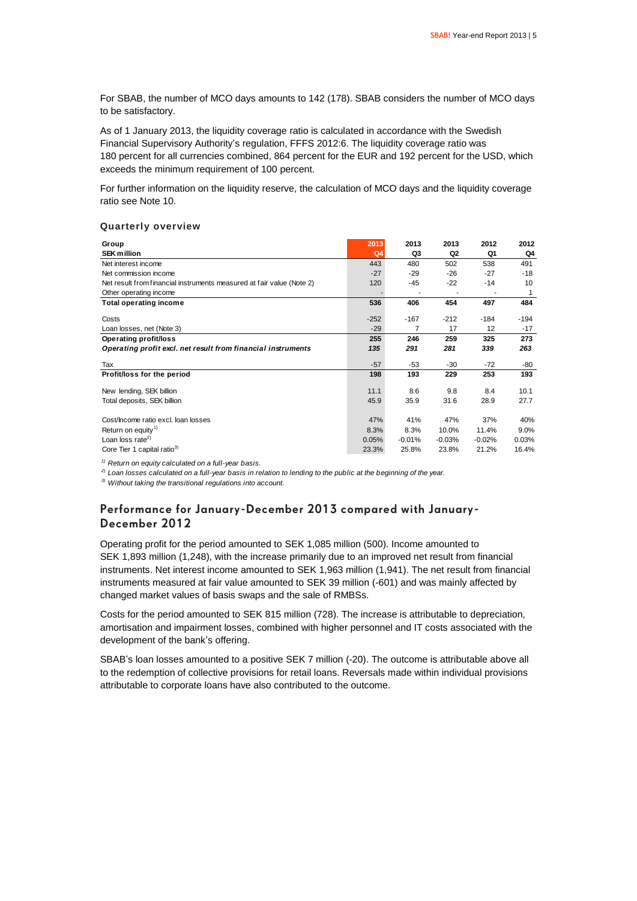For SBAB, the number of MCO days amounts to 142 (178). SBAB considers the number of MCO days to be satisfactory.

As of 1 January 2013, the liquidity coverage ratio is calculated in accordance with the Swedish Financial Supervisory Authority's regulation, FFFS 2012:6. The liquidity coverage ratio was 180 percent for all currencies combined, 864 percent for the EUR and 192 percent for the USD, which exceeds the minimum requirement of 100 percent.

For further information on the liquidity reserve, the calculation of MCO days and the liquidity coverage ratio see Note 10.

### Quarterly overview

| Group | 2013 | 2013 | 2013 | 2012 | 2012 |
|---|---|---|---|---|---|
| **SEK million** | **Q4** | **Q3** | **Q2** | **Q1** | **Q4** |
| Net interest income | 443 | 480 | 502 | 538 | 491 |
| Net commission income | -27 | -29 | -26 | -27 | -18 |
| Net result from financial instruments measured at fair value (Note 2) | 120 | -45 | -22 | -14 | 10 |
| Other operating income | - | - | - | - | 1 |
| **Total operating income** | **536** | **406** | **454** | **497** | **484** |
| Costs | -252 | -167 | -212 | -184 | -194 |
| Loan losses, net (Note 3) | -29 | 7 | 17 | 12 | -17 |
| **Operating profit/loss** | **255** | **246** | **259** | **325** | **273** |
| ***Operating profit excl. net result from financial instruments*** | ***135*** | ***291*** | ***281*** | ***339*** | ***263*** |
| Tax | -57 | -53 | -30 | -72 | -80 |
| **Profit/loss for the period** | **198** | **193** | **229** | **253** | **193** |
| New lending, SEK billion | 11.1 | 8.6 | 9.8 | 8.4 | 10.1 |
| Total deposits, SEK billion | 45.9 | 35.9 | 31.6 | 28.9 | 27.7 |
| Cost/Income ratio excl. loan losses | 47% | 41% | 47% | 37% | 40% |
| Return on equity[1] | 8.3% | 8.3% | 10.0% | 11.4% | 9.0% |
| Loan loss rate[2] | 0.05% | -0.01% | -0.03% | -0.02% | 0.03% |
| Core Tier 1 capital ratio[3] | 23.3% | 25.8% | 23.8% | 21.2% | 16.4% |

*1) Return on equity calculated on a full-year basis.*
*2) Loan losses calculated on a full-year basis in relation to lending to the public at the beginning of the year.*
*3) Without taking the transitional regulations into account.*

## Performance for January-December 2013 compared with January-December 2012

Operating profit for the period amounted to SEK 1,085 million (500). Income amounted to SEK 1,893 million (1,248), with the increase primarily due to an improved net result from financial instruments. Net interest income amounted to SEK 1,963 million (1,941). The net result from financial instruments measured at fair value amounted to SEK 39 million (-601) and was mainly affected by changed market values of basis swaps and the sale of RMBSs.

Costs for the period amounted to SEK 815 million (728). The increase is attributable to depreciation, amortisation and impairment losses, combined with higher personnel and IT costs associated with the development of the bank's offering.

SBAB's loan losses amounted to a positive SEK 7 million (-20). The outcome is attributable above all to the redemption of collective provisions for retail loans. Reversals made within individual provisions attributable to corporate loans have also contributed to the outcome.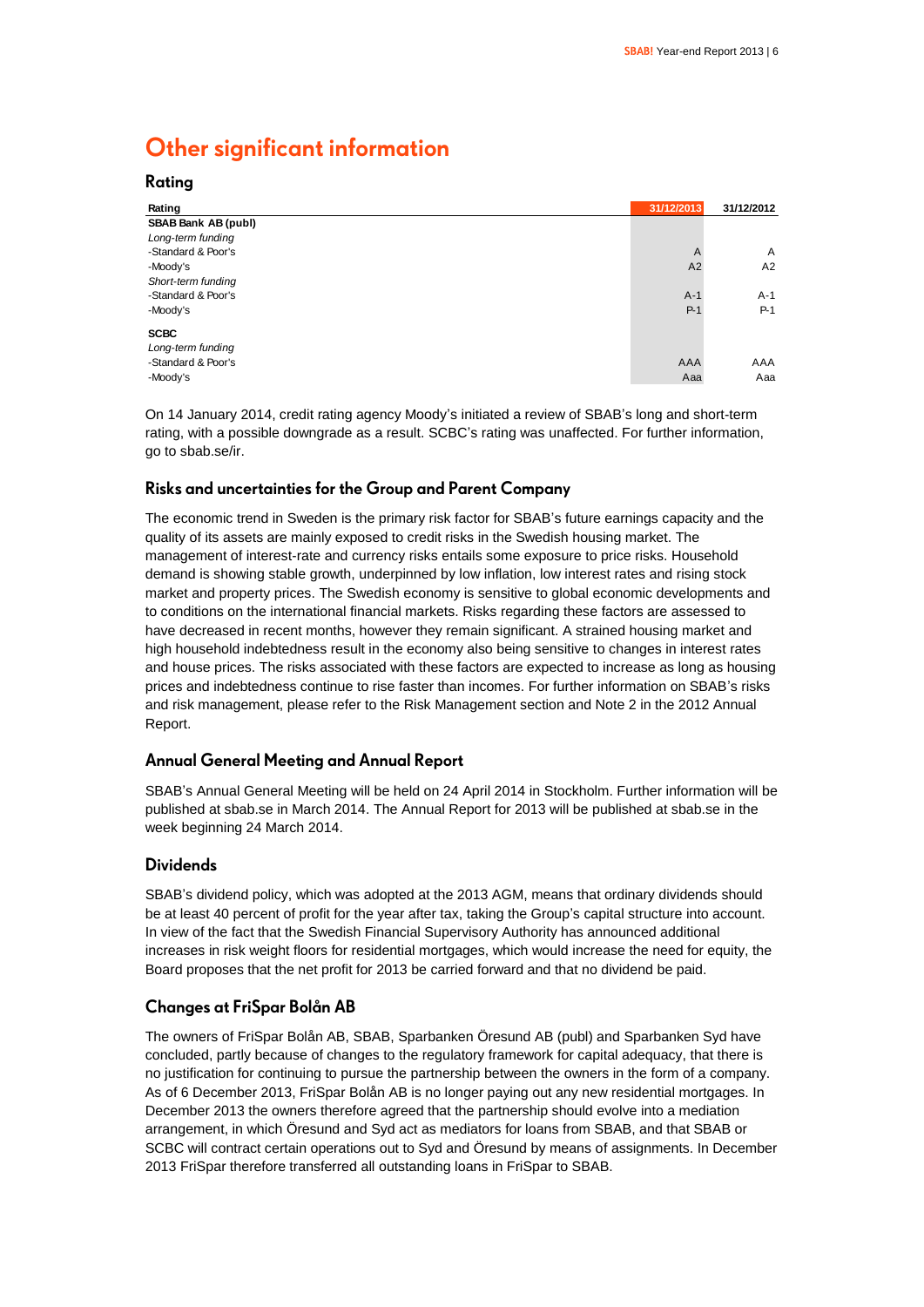# Other significant information

## Rating

| Rating | 31/12/2013 | 31/12/2012 |
|---|---|---|
| **SBAB Bank AB (publ)** | | |
| *Long-term funding* | | |
| -Standard & Poor's | A | A |
| -Moody's | A2 | A2 |
| *Short-term funding* | | |
| -Standard & Poor's | A-1 | A-1 |
| -Moody's | P-1 | P-1 |
| **SCBC** | | |
| *Long-term funding* | | |
| -Standard & Poor's | AAA | AAA |
| -Moody's | Aaa | Aaa |

On 14 January 2014, credit rating agency Moody's initiated a review of SBAB's long and short-term rating, with a possible downgrade as a result. SCBC's rating was unaffected. For further information, go to sbab.se/ir.

## Risks and uncertainties for the Group and Parent Company

The economic trend in Sweden is the primary risk factor for SBAB's future earnings capacity and the quality of its assets are mainly exposed to credit risks in the Swedish housing market. The management of interest-rate and currency risks entails some exposure to price risks. Household demand is showing stable growth, underpinned by low inflation, low interest rates and rising stock market and property prices. The Swedish economy is sensitive to global economic developments and to conditions on the international financial markets. Risks regarding these factors are assessed to have decreased in recent months, however they remain significant. A strained housing market and high household indebtedness result in the economy also being sensitive to changes in interest rates and house prices. The risks associated with these factors are expected to increase as long as housing prices and indebtedness continue to rise faster than incomes. For further information on SBAB's risks and risk management, please refer to the Risk Management section and Note 2 in the 2012 Annual Report.

## Annual General Meeting and Annual Report

SBAB's Annual General Meeting will be held on 24 April 2014 in Stockholm. Further information will be published at sbab.se in March 2014. The Annual Report for 2013 will be published at sbab.se in the week beginning 24 March 2014.

## Dividends

SBAB's dividend policy, which was adopted at the 2013 AGM, means that ordinary dividends should be at least 40 percent of profit for the year after tax, taking the Group's capital structure into account. In view of the fact that the Swedish Financial Supervisory Authority has announced additional increases in risk weight floors for residential mortgages, which would increase the need for equity, the Board proposes that the net profit for 2013 be carried forward and that no dividend be paid.

## Changes at FriSpar Bolån AB

The owners of FriSpar Bolån AB, SBAB, Sparbanken Öresund AB (publ) and Sparbanken Syd have concluded, partly because of changes to the regulatory framework for capital adequacy, that there is no justification for continuing to pursue the partnership between the owners in the form of a company. As of 6 December 2013, FriSpar Bolån AB is no longer paying out any new residential mortgages. In December 2013 the owners therefore agreed that the partnership should evolve into a mediation arrangement, in which Öresund and Syd act as mediators for loans from SBAB, and that SBAB or SCBC will contract certain operations out to Syd and Öresund by means of assignments. In December 2013 FriSpar therefore transferred all outstanding loans in FriSpar to SBAB.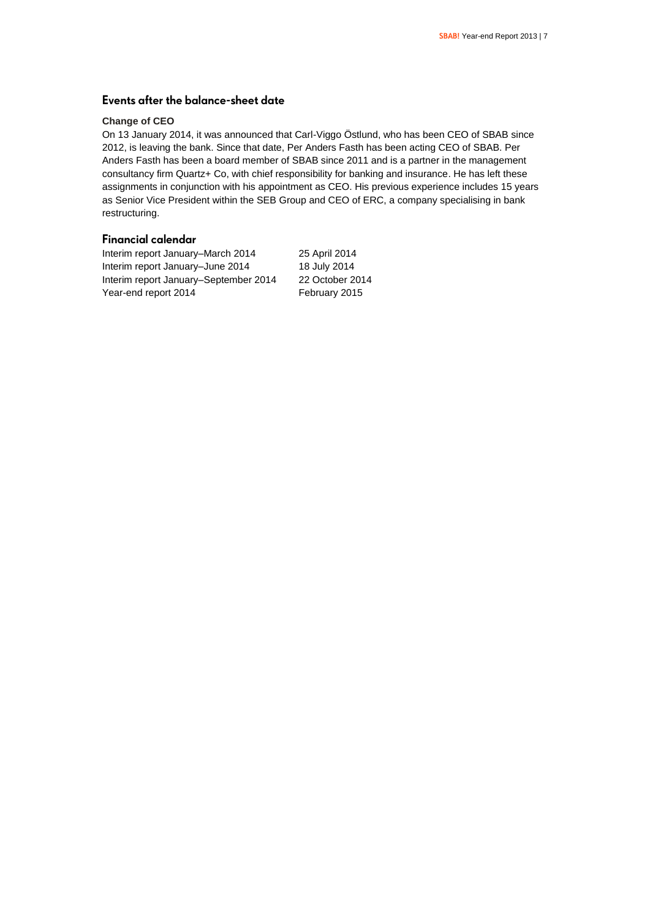## Events after the balance-sheet date

**Change of CEO**

On 13 January 2014, it was announced that Carl-Viggo Östlund, who has been CEO of SBAB since 2012, is leaving the bank. Since that date, Per Anders Fasth has been acting CEO of SBAB. Per Anders Fasth has been a board member of SBAB since 2011 and is a partner in the management consultancy firm Quartz+ Co, with chief responsibility for banking and insurance. He has left these assignments in conjunction with his appointment as CEO. His previous experience includes 15 years as Senior Vice President within the SEB Group and CEO of ERC, a company specialising in bank restructuring.

## Financial calendar

| | |
|---|---|
| Interim report January–March 2014 | 25 April 2014 |
| Interim report January–June 2014 | 18 July 2014 |
| Interim report January–September 2014 | 22 October 2014 |
| Year-end report 2014 | February 2015 |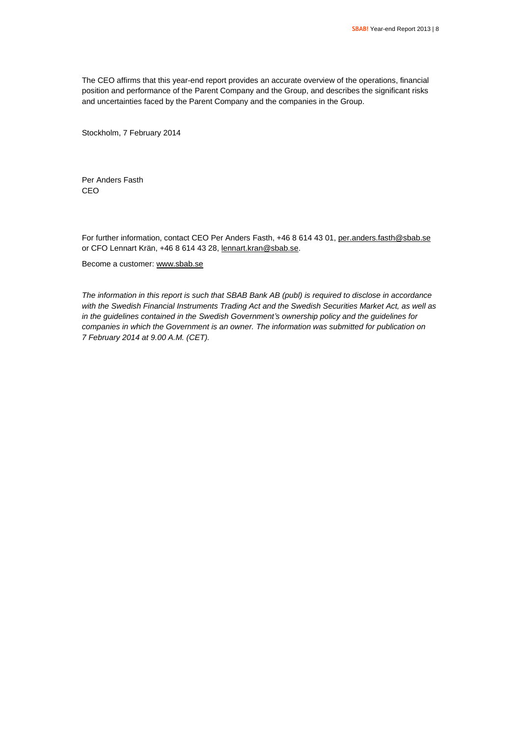The CEO affirms that this year-end report provides an accurate overview of the operations, financial position and performance of the Parent Company and the Group, and describes the significant risks and uncertainties faced by the Parent Company and the companies in the Group.

Stockholm, 7 February 2014

Per Anders Fasth  
CEO

For further information, contact CEO Per Anders Fasth, +46 8 614 43 01, per.anders.fasth@sbab.se or CFO Lennart Krän, +46 8 614 43 28, lennart.kran@sbab.se.

Become a customer: www.sbab.se

*The information in this report is such that SBAB Bank AB (publ) is required to disclose in accordance with the Swedish Financial Instruments Trading Act and the Swedish Securities Market Act, as well as in the guidelines contained in the Swedish Government's ownership policy and the guidelines for companies in which the Government is an owner. The information was submitted for publication on 7 February 2014 at 9.00 A.M. (CET).*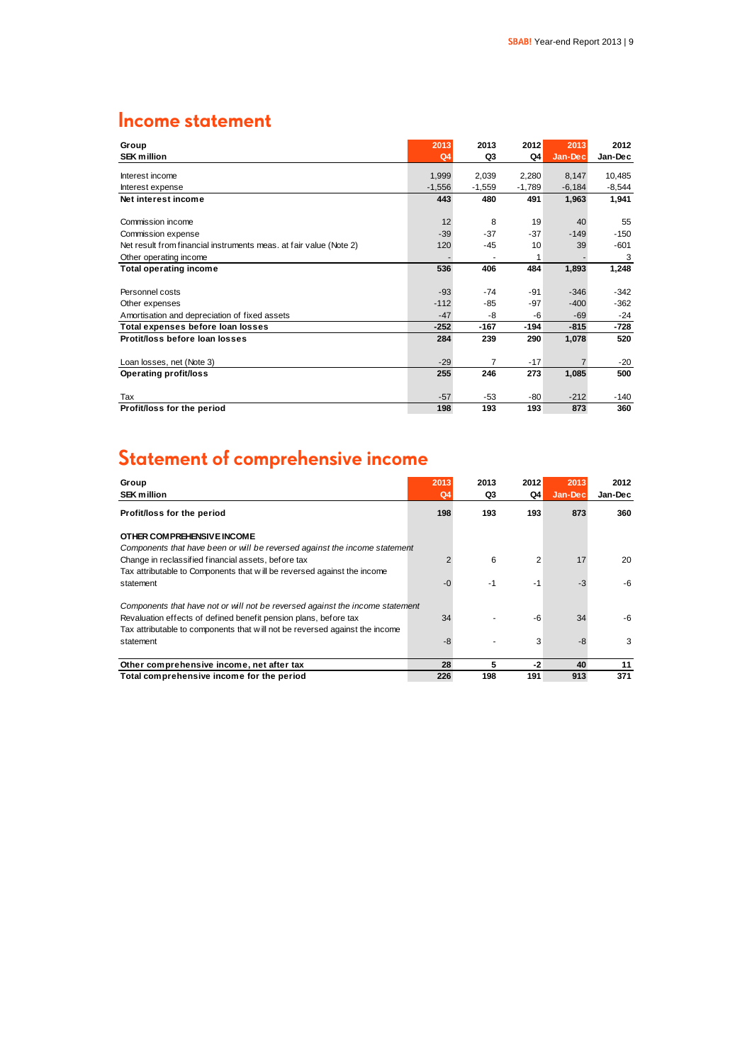## Income statement

| Group<br>SEK million | 2013<br>Q4 | 2013<br>Q3 | 2012<br>Q4 | 2013<br>Jan-Dec | 2012<br>Jan-Dec |
|---|---|---|---|---|---|
| Interest income | 1,999 | 2,039 | 2,280 | 8,147 | 10,485 |
| Interest expense | -1,556 | -1,559 | -1,789 | -6,184 | -8,544 |
| **Net interest income** | **443** | **480** | **491** | **1,963** | **1,941** |
| Commission income | 12 | 8 | 19 | 40 | 55 |
| Commission expense | -39 | -37 | -37 | -149 | -150 |
| Net result from financial instruments meas. at fair value (Note 2) | 120 | -45 | 10 | 39 | -601 |
| Other operating income | - | - | 1 | - | 3 |
| **Total operating income** | **536** | **406** | **484** | **1,893** | **1,248** |
| Personnel costs | -93 | -74 | -91 | -346 | -342 |
| Other expenses | -112 | -85 | -97 | -400 | -362 |
| Amortisation and depreciation of fixed assets | -47 | -8 | -6 | -69 | -24 |
| **Total expenses before loan losses** | **-252** | **-167** | **-194** | **-815** | **-728** |
| **Protit/loss before loan losses** | **284** | **239** | **290** | **1,078** | **520** |
| Loan losses, net (Note 3) | -29 | 7 | -17 | 7 | -20 |
| **Operating profit/loss** | **255** | **246** | **273** | **1,085** | **500** |
| Tax | -57 | -53 | -80 | -212 | -140 |
| **Profit/loss for the period** | **198** | **193** | **193** | **873** | **360** |

## Statement of comprehensive income

| Group<br>SEK million | 2013<br>Q4 | 2013<br>Q3 | 2012<br>Q4 | 2013<br>Jan-Dec | 2012<br>Jan-Dec |
|---|---|---|---|---|---|
| **Profit/loss for the period** | **198** | **193** | **193** | **873** | **360** |
| **OTHER COMPREHENSIVE INCOME** | | | | | |
| *Components that have been or will be reversed against the income statement* | | | | | |
| Change in reclassified financial assets, before tax | 2 | 6 | 2 | 17 | 20 |
| Tax attributable to Components that will be reversed against the income statement | -0 | -1 | -1 | -3 | -6 |
| *Components that have not or will not be reversed against the income statement* | | | | | |
| Revaluation effects of defined benefit pension plans, before tax | 34 | - | -6 | 34 | -6 |
| Tax attributable to components that will not be reversed against the income statement | -8 | - | 3 | -8 | 3 |
| **Other comprehensive income, net after tax** | **28** | **5** | **-2** | **40** | **11** |
| **Total comprehensive income for the period** | **226** | **198** | **191** | **913** | **371** |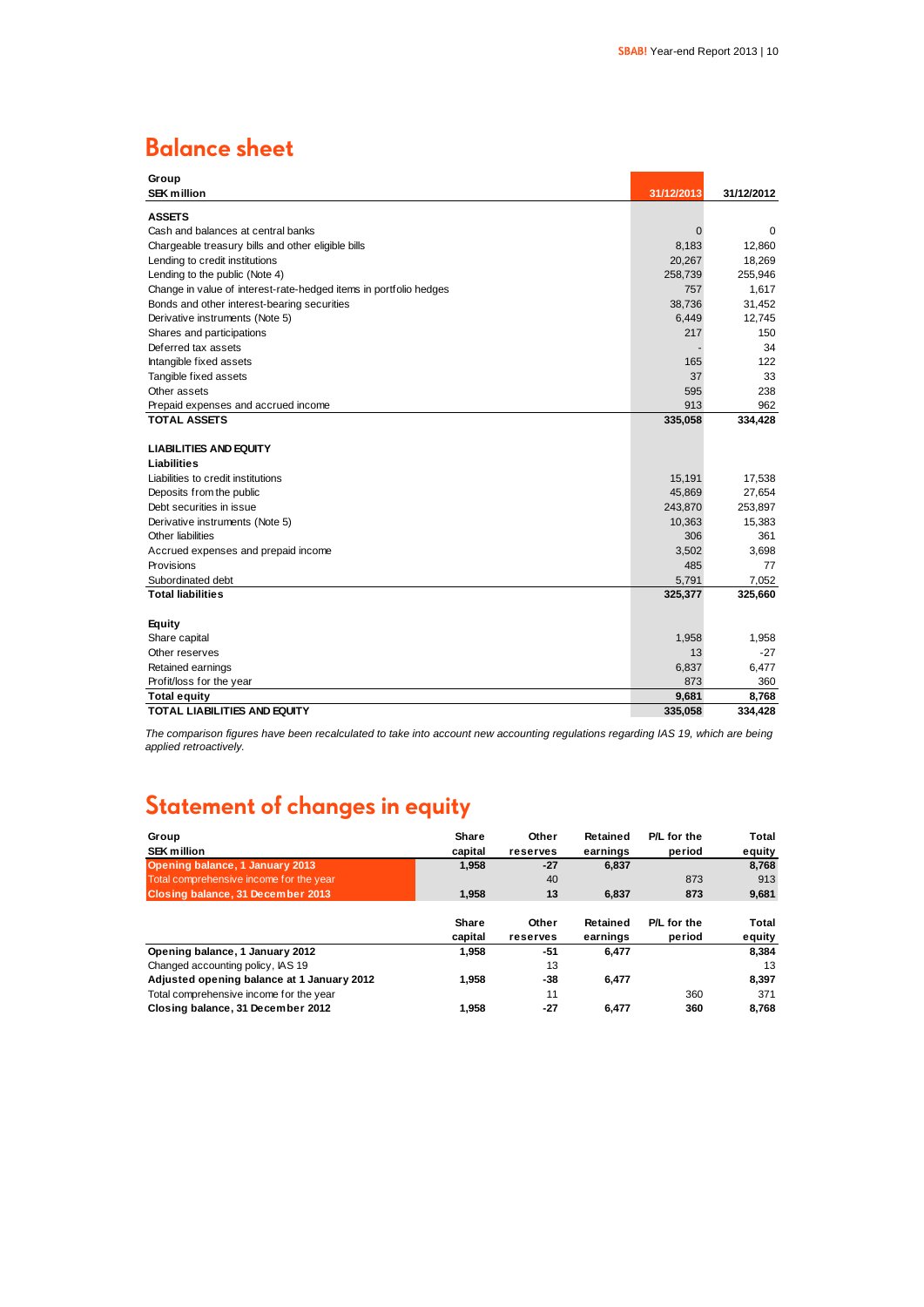## Balance sheet

| Group<br>SEK million | 31/12/2013 | 31/12/2012 |
|---|---|---|
| **ASSETS** | | |
| Cash and balances at central banks | 0 | 0 |
| Chargeable treasury bills and other eligible bills | 8,183 | 12,860 |
| Lending to credit institutions | 20,267 | 18,269 |
| Lending to the public (Note 4) | 258,739 | 255,946 |
| Change in value of interest-rate-hedged items in portfolio hedges | 757 | 1,617 |
| Bonds and other interest-bearing securities | 38,736 | 31,452 |
| Derivative instruments (Note 5) | 6,449 | 12,745 |
| Shares and participations | 217 | 150 |
| Deferred tax assets | - | 34 |
| Intangible fixed assets | 165 | 122 |
| Tangible fixed assets | 37 | 33 |
| Other assets | 595 | 238 |
| Prepaid expenses and accrued income | 913 | 962 |
| **TOTAL ASSETS** | **335,058** | **334,428** |
| | | |
| **LIABILITIES AND EQUITY** | | |
| **Liabilities** | | |
| Liabilities to credit institutions | 15,191 | 17,538 |
| Deposits from the public | 45,869 | 27,654 |
| Debt securities in issue | 243,870 | 253,897 |
| Derivative instruments (Note 5) | 10,363 | 15,383 |
| Other liabilities | 306 | 361 |
| Accrued expenses and prepaid income | 3,502 | 3,698 |
| Provisions | 485 | 77 |
| Subordinated debt | 5,791 | 7,052 |
| **Total liabilities** | **325,377** | **325,660** |
| | | |
| **Equity** | | |
| Share capital | 1,958 | 1,958 |
| Other reserves | 13 | -27 |
| Retained earnings | 6,837 | 6,477 |
| Profit/loss for the year | 873 | 360 |
| **Total equity** | **9,681** | **8,768** |
| **TOTAL LIABILITIES AND EQUITY** | **335,058** | **334,428** |

*The comparison figures have been recalculated to take into account new accounting regulations regarding IAS 19, which are being applied retroactively.*

## Statement of changes in equity

| Group<br>SEK million | Share capital | Other reserves | Retained earnings | P/L for the period | Total equity |
|---|---|---|---|---|---|
| **Opening balance, 1 January 2013** | **1,958** | **-27** | **6,837** | | **8,768** |
| Total comprehensive income for the year | | 40 | | 873 | 913 |
| **Closing balance, 31 December 2013** | **1,958** | **13** | **6,837** | **873** | **9,681** |

| | Share capital | Other reserves | Retained earnings | P/L for the period | Total equity |
|---|---|---|---|---|---|
| **Opening balance, 1 January 2012** | **1,958** | **-51** | **6,477** | | **8,384** |
| Changed accounting policy, IAS 19 | | 13 | | | 13 |
| **Adjusted opening balance at 1 January 2012** | **1,958** | **-38** | **6,477** | | **8,397** |
| Total comprehensive income for the year | | 11 | | 360 | 371 |
| **Closing balance, 31 December 2012** | **1,958** | **-27** | **6,477** | **360** | **8,768** |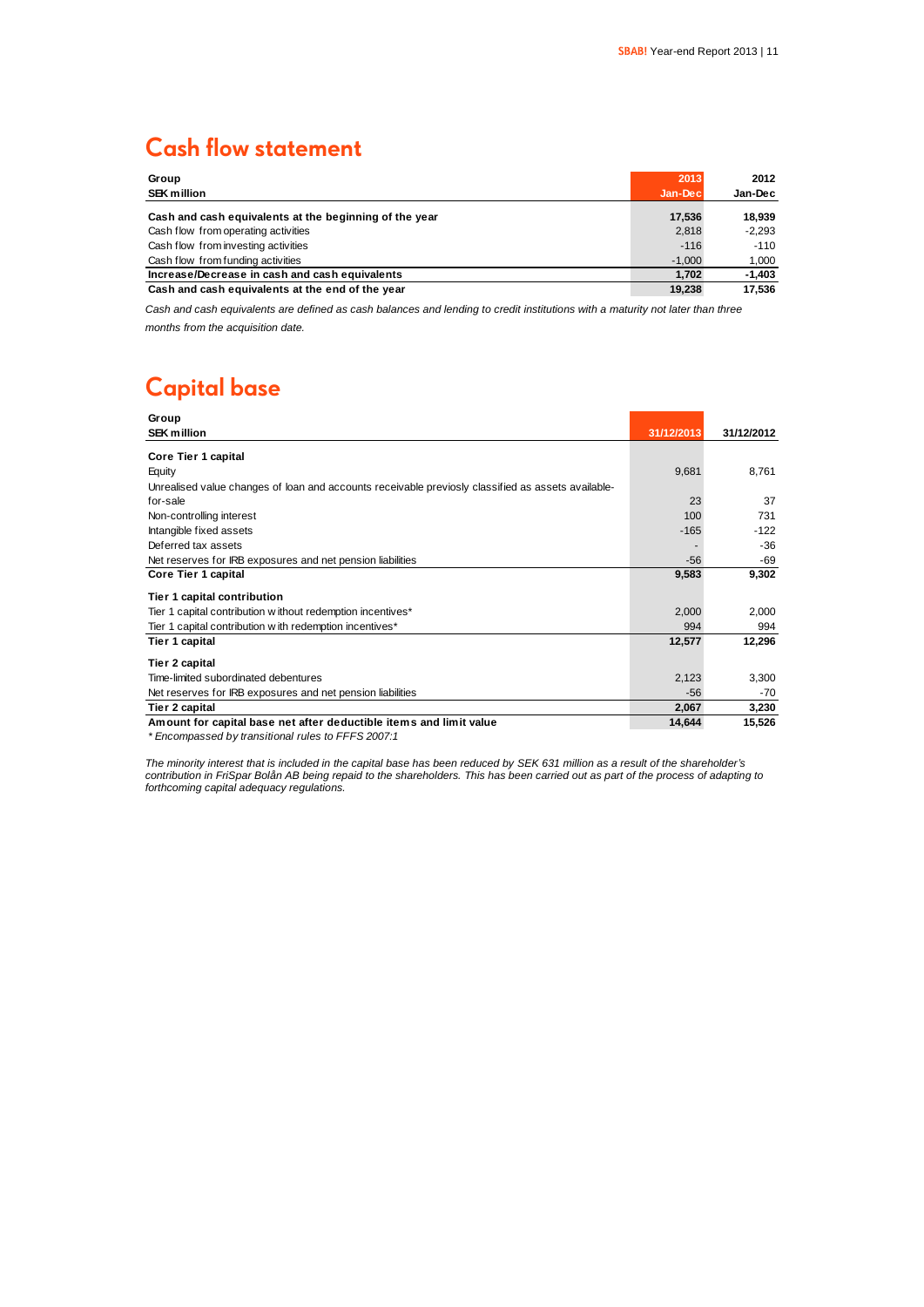# Cash flow statement

| Group<br>SEK million | 2013<br>Jan-Dec | 2012<br>Jan-Dec |
|---|---|---|
| **Cash and cash equivalents at the beginning of the year** | **17,536** | **18,939** |
| Cash flow from operating activities | 2,818 | -2,293 |
| Cash flow from investing activities | -116 | -110 |
| Cash flow from funding activities | -1,000 | 1,000 |
| **Increase/Decrease in cash and cash equivalents** | **1,702** | **-1,403** |
| **Cash and cash equivalents at the end of the year** | **19,238** | **17,536** |

*Cash and cash equivalents are defined as cash balances and lending to credit institutions with a maturity not later than three months from the acquisition date.*

# Capital base

| Group<br>SEK million | 31/12/2013 | 31/12/2012 |
|---|---|---|
| **Core Tier 1 capital** | | |
| Equity | 9,681 | 8,761 |
| Unrealised value changes of loan and accounts receivable previosly classified as assets available-for-sale | 23 | 37 |
| Non-controlling interest | 100 | 731 |
| Intangible fixed assets | -165 | -122 |
| Deferred tax assets | - | -36 |
| Net reserves for IRB exposures and net pension liabilities | -56 | -69 |
| **Core Tier 1 capital** | **9,583** | **9,302** |
| **Tier 1 capital contribution** | | |
| Tier 1 capital contribution without redemption incentives* | 2,000 | 2,000 |
| Tier 1 capital contribution with redemption incentives* | 994 | 994 |
| **Tier 1 capital** | **12,577** | **12,296** |
| **Tier 2 capital** | | |
| Time-limited subordinated debentures | 2,123 | 3,300 |
| Net reserves for IRB exposures and net pension liabilities | -56 | -70 |
| **Tier 2 capital** | **2,067** | **3,230** |
| **Amount for capital base net after deductible items and limit value** | **14,644** | **15,526** |

*\* Encompassed by transitional rules to FFFS 2007:1*

*The minority interest that is included in the capital base has been reduced by SEK 631 million as a result of the shareholder's contribution in FriSpar Bolån AB being repaid to the shareholders. This has been carried out as part of the process of adapting to forthcoming capital adequacy regulations.*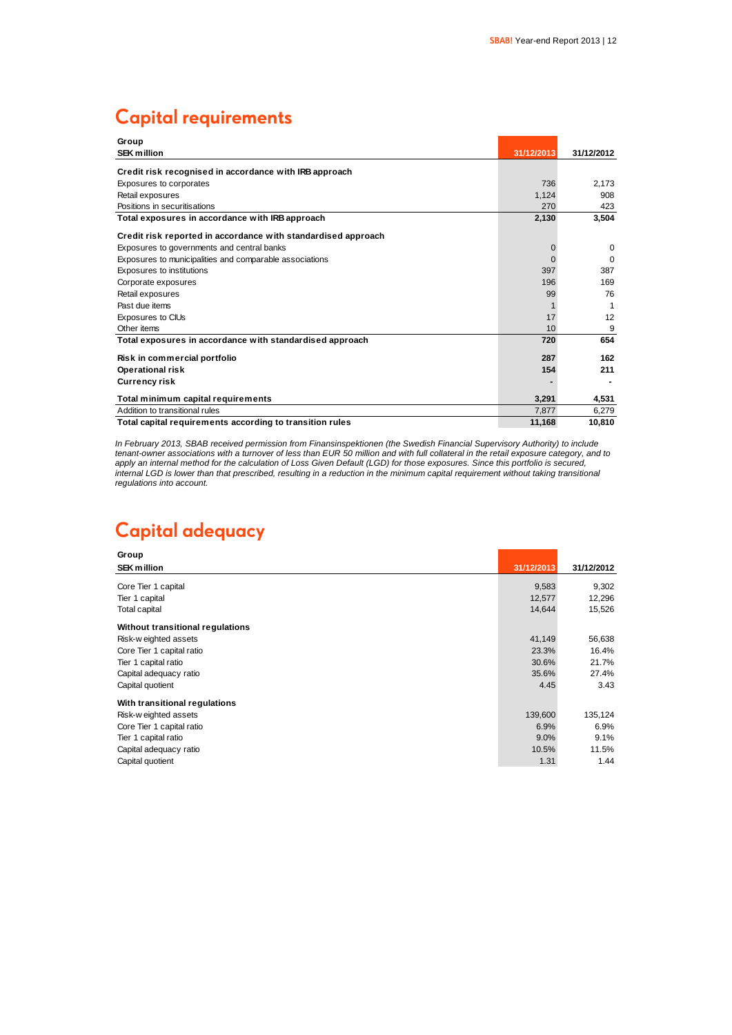# Capital requirements

| Group<br>SEK million | 31/12/2013 | 31/12/2012 |
|---|---|---|
| **Credit risk recognised in accordance with IRB approach** | | |
| Exposures to corporates | 736 | 2,173 |
| Retail exposures | 1,124 | 908 |
| Positions in securitisations | 270 | 423 |
| **Total exposures in accordance with IRB approach** | **2,130** | **3,504** |
| **Credit risk reported in accordance with standardised approach** | | |
| Exposures to governments and central banks | 0 | 0 |
| Exposures to municipalities and comparable associations | 0 | 0 |
| Exposures to institutions | 397 | 387 |
| Corporate exposures | 196 | 169 |
| Retail exposures | 99 | 76 |
| Past due items | 1 | 1 |
| Exposures to CIUs | 17 | 12 |
| Other items | 10 | 9 |
| **Total exposures in accordance with standardised approach** | **720** | **654** |
| **Risk in commercial portfolio** | **287** | **162** |
| **Operational risk** | **154** | **211** |
| **Currency risk** | **-** | **-** |
| **Total minimum capital requirements** | **3,291** | **4,531** |
| Addition to transitional rules | 7,877 | 6,279 |
| **Total capital requirements according to transition rules** | **11,168** | **10,810** |

*In February 2013, SBAB received permission from Finansinspektionen (the Swedish Financial Supervisory Authority) to include tenant-owner associations with a turnover of less than EUR 50 million and with full collateral in the retail exposure category, and to apply an internal method for the calculation of Loss Given Default (LGD) for those exposures. Since this portfolio is secured, internal LGD is lower than that prescribed, resulting in a reduction in the minimum capital requirement without taking transitional regulations into account.*

# Capital adequacy

| Group<br>SEK million | 31/12/2013 | 31/12/2012 |
|---|---|---|
| Core Tier 1 capital | 9,583 | 9,302 |
| Tier 1 capital | 12,577 | 12,296 |
| Total capital | 14,644 | 15,526 |
| **Without transitional regulations** | | |
| Risk-weighted assets | 41,149 | 56,638 |
| Core Tier 1 capital ratio | 23.3% | 16.4% |
| Tier 1 capital ratio | 30.6% | 21.7% |
| Capital adequacy ratio | 35.6% | 27.4% |
| Capital quotient | 4.45 | 3.43 |
| **With transitional regulations** | | |
| Risk-weighted assets | 139,600 | 135,124 |
| Core Tier 1 capital ratio | 6.9% | 6.9% |
| Tier 1 capital ratio | 9.0% | 9.1% |
| Capital adequacy ratio | 10.5% | 11.5% |
| Capital quotient | 1.31 | 1.44 |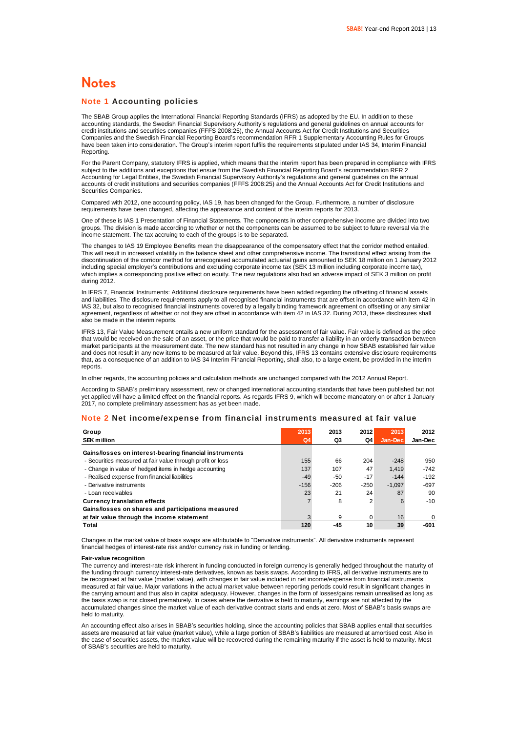# Notes

## Note 1 Accounting policies

The SBAB Group applies the International Financial Reporting Standards (IFRS) as adopted by the EU. In addition to these accounting standards, the Swedish Financial Supervisory Authority's regulations and general guidelines on annual accounts for credit institutions and securities companies (FFFS 2008:25), the Annual Accounts Act for Credit Institutions and Securities Companies and the Swedish Financial Reporting Board's recommendation RFR 1 Supplementary Accounting Rules for Groups have been taken into consideration. The Group's interim report fulfils the requirements stipulated under IAS 34, Interim Financial Reporting.

For the Parent Company, statutory IFRS is applied, which means that the interim report has been prepared in compliance with IFRS subject to the additions and exceptions that ensue from the Swedish Financial Reporting Board's recommendation RFR 2 Accounting for Legal Entities, the Swedish Financial Supervisory Authority's regulations and general guidelines on the annual accounts of credit institutions and securities companies (FFFS 2008:25) and the Annual Accounts Act for Credit Institutions and Securities Companies.

Compared with 2012, one accounting policy, IAS 19, has been changed for the Group. Furthermore, a number of disclosure requirements have been changed, affecting the appearance and content of the interim reports for 2013.

One of these is IAS 1 Presentation of Financial Statements. The components in other comprehensive income are divided into two groups. The division is made according to whether or not the components can be assumed to be subject to future reversal via the income statement. The tax accruing to each of the groups is to be separated.

The changes to IAS 19 Employee Benefits mean the disappearance of the compensatory effect that the corridor method entailed. This will result in increased volatility in the balance sheet and other comprehensive income. The transitional effect arising from the discontinuation of the corridor method for unrecognised accumulated actuarial gains amounted to SEK 18 million on 1 January 2012 including special employer's contributions and excluding corporate income tax (SEK 13 million including corporate income tax), which implies a corresponding positive effect on equity. The new regulations also had an adverse impact of SEK 3 million on profit during 2012.

In IFRS 7, Financial Instruments: Additional disclosure requirements have been added regarding the offsetting of financial assets and liabilities. The disclosure requirements apply to all recognised financial instruments that are offset in accordance with item 42 in IAS 32, but also to recognised financial instruments covered by a legally binding framework agreement on offsetting or any similar agreement, regardless of whether or not they are offset in accordance with item 42 in IAS 32. During 2013, these disclosures shall also be made in the interim reports.

IFRS 13, Fair Value Measurement entails a new uniform standard for the assessment of fair value. Fair value is defined as the price that would be received on the sale of an asset, or the price that would be paid to transfer a liability in an orderly transaction between market participants at the measurement date. The new standard has not resulted in any change in how SBAB established fair value and does not result in any new items to be measured at fair value. Beyond this, IFRS 13 contains extensive disclosure requirements that, as a consequence of an addition to IAS 34 Interim Financial Reporting, shall also, to a large extent, be provided in the interim reports.

In other regards, the accounting policies and calculation methods are unchanged compared with the 2012 Annual Report.

According to SBAB's preliminary assessment, new or changed international accounting standards that have been published but not yet applied will have a limited effect on the financial reports. As regards IFRS 9, which will become mandatory on or after 1 January 2017, no complete preliminary assessment has as yet been made.

## Note 2 Net income/expense from financial instruments measured at fair value

| Group<br>SEK million | 2013<br>Q4 | 2013<br>Q3 | 2012<br>Q4 | 2013<br>Jan-Dec | 2012<br>Jan-Dec |
|---|---|---|---|---|---|
| **Gains/losses on interest-bearing financial instruments** | | | | | |
| - Securities measured at fair value through profit or loss | 155 | 66 | 204 | -248 | 950 |
| - Change in value of hedged items in hedge accounting | 137 | 107 | 47 | 1,419 | -742 |
| - Realised expense from financial liabilities | -49 | -50 | -17 | -144 | -192 |
| - Derivative instruments | -156 | -206 | -250 | -1,097 | -697 |
| - Loan receivables | 23 | 21 | 24 | 87 | 90 |
| **Currency translation effects** | 7 | 8 | 2 | 6 | -10 |
| **Gains/losses on shares and participations measured at fair value through the income statement** | 3 | 9 | 0 | 16 | 0 |
| **Total** | **120** | **-45** | **10** | **39** | **-601** |

Changes in the market value of basis swaps are attributable to "Derivative instruments". All derivative instruments represent financial hedges of interest-rate risk and/or currency risk in funding or lending.

**Fair-value recognition**

The currency and interest-rate risk inherent in funding conducted in foreign currency is generally hedged throughout the maturity of the funding through currency interest-rate derivatives, known as basis swaps. According to IFRS, all derivative instruments are to be recognised at fair value (market value), with changes in fair value included in net income/expense from financial instruments measured at fair value. Major variations in the actual market value between reporting periods could result in significant changes in the carrying amount and thus also in capital adequacy. However, changes in the form of losses/gains remain unrealised as long as the basis swap is not closed prematurely. In cases where the derivative is held to maturity, earnings are not affected by the accumulated changes since the market value of each derivative contract starts and ends at zero. Most of SBAB's basis swaps are held to maturity.

An accounting effect also arises in SBAB's securities holding, since the accounting policies that SBAB applies entail that securities assets are measured at fair value (market value), while a large portion of SBAB's liabilities are measured at amortised cost. Also in the case of securities assets, the market value will be recovered during the remaining maturity if the asset is held to maturity. Most of SBAB's securities are held to maturity.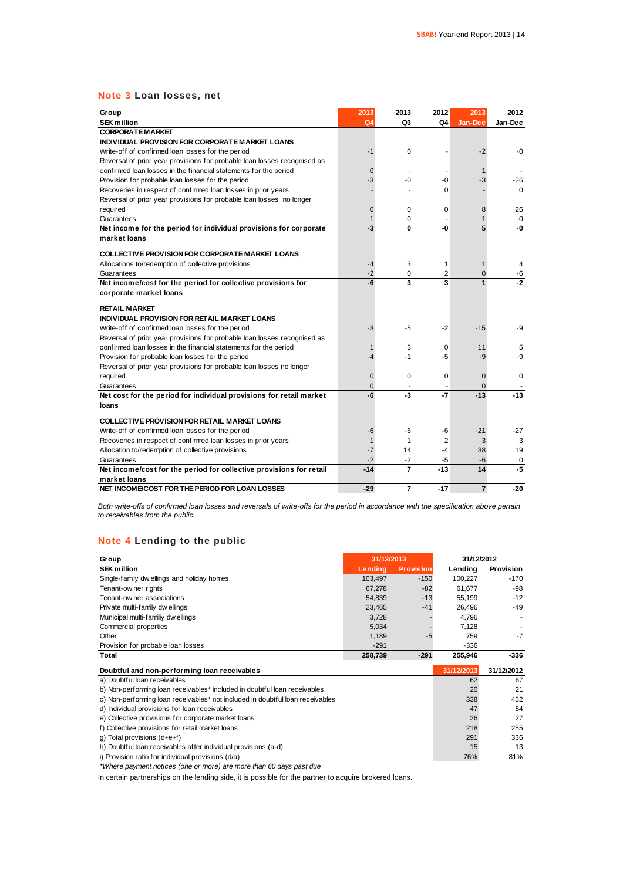## Note 3 Loan losses, net

| Group<br>SEK million | 2013<br>Q4 | 2013<br>Q3 | 2012<br>Q4 | 2013<br>Jan-Dec | 2012<br>Jan-Dec |
|---|---|---|---|---|---|
| **CORPORATE MARKET** | | | | | |
| **INDIVIDUAL PROVISION FOR CORPORATE MARKET LOANS** | | | | | |
| Write-off of confirmed loan losses for the period | -1 | 0 | - | -2 | -0 |
| Reversal of prior year provisions for probable loan losses recognised as confirmed loan losses in the financial statements for the period | 0 | - | - | 1 | - |
| Provision for probable loan losses for the period | -3 | -0 | -0 | -3 | -26 |
| Recoveries in respect of confirmed loan losses in prior years | - | - | 0 | - | 0 |
| Reversal of prior year provisions for probable loan losses no longer required | 0 | 0 | 0 | 8 | 26 |
| Guarantees | 1 | 0 | - | 1 | -0 |
| **Net income for the period for individual provisions for corporate market loans** | **-3** | **0** | **-0** | **5** | **-0** |
| **COLLECTIVE PROVISION FOR CORPORATE MARKET LOANS** | | | | | |
| Allocations to/redemption of collective provisions | -4 | 3 | 1 | 1 | 4 |
| Guarantees | -2 | 0 | 2 | 0 | -6 |
| **Net income/cost for the period for collective provisions for corporate market loans** | **-6** | **3** | **3** | **1** | **-2** |
| **RETAIL MARKET** | | | | | |
| **INDIVIDUAL PROVISION FOR RETAIL MARKET LOANS** | | | | | |
| Write-off of confirmed loan losses for the period | -3 | -5 | -2 | -15 | -9 |
| Reversal of prior year provisions for probable loan losses recognised as confirmed loan losses in the financial statements for the period | 1 | 3 | 0 | 11 | 5 |
| Provision for probable loan losses for the period | -4 | -1 | -5 | -9 | -9 |
| Reversal of prior year provisions for probable loan losses no longer required | 0 | 0 | 0 | 0 | 0 |
| Guarantees | 0 | - | - | 0 | - |
| **Net cost for the period for individual provisions for retail market loans** | **-6** | **-3** | **-7** | **-13** | **-13** |
| **COLLECTIVE PROVISION FOR RETAIL MARKET LOANS** | | | | | |
| Write-off of confirmed loan losses for the period | -6 | -6 | -6 | -21 | -27 |
| Recoveries in respect of confirmed loan losses in prior years | 1 | 1 | 2 | 3 | 3 |
| Allocation to/redemption of collective provisions | -7 | 14 | -4 | 38 | 19 |
| Guarantees | -2 | -2 | -5 | -6 | 0 |
| **Net income/cost for the period for collective provisions for retail market loans** | **-14** | **7** | **-13** | **14** | **-5** |
| **NET INCOME/COST FOR THE PERIOD FOR LOAN LOSSES** | **-29** | **7** | **-17** | **7** | **-20** |

*Both write-offs of confirmed loan losses and reversals of write-offs for the period in accordance with the specification above pertain to receivables from the public.*

## Note 4 Lending to the public

| Group | 31/12/2013 | | 31/12/2012 | |
|---|---|---|---|---|
| **SEK million** | **Lending** | **Provision** | **Lending** | **Provision** |
| Single-family dwellings and holiday homes | 103,497 | -150 | 100,227 | -170 |
| Tenant-owner rights | 67,278 | -82 | 61,677 | -98 |
| Tenant-owner associations | 54,839 | -13 | 55,199 | -12 |
| Private multi-family dwellings | 23,465 | -41 | 26,496 | -49 |
| Municipal multi-familiy dwellings | 3,728 | - | 4,796 | - |
| Commercial properties | 5,034 | - | 7,128 | - |
| Other | 1,189 | -5 | 759 | -7 |
| Provision for probable loan losses | -291 | | -336 | |
| **Total** | **258,739** | **-291** | **255,946** | **-336** |

| Doubtful and non-performing loan receivables | 31/12/2013 | 31/12/2012 |
|---|---|---|
| a) Doubtful loan receivables | 62 | 67 |
| b) Non-performing loan receivables* included in doubtful loan receivables | 20 | 21 |
| c) Non-performing loan receivables* not included in doubtful loan receivables | 338 | 452 |
| d) Individual provisions for loan receivables | 47 | 54 |
| e) Collective provisions for corporate market loans | 26 | 27 |
| f) Collective provisions for retail market loans | 218 | 255 |
| g) Total provisions (d+e+f) | 291 | 336 |
| h) Doubtful loan receivables after individual provisions (a-d) | 15 | 13 |
| i) Provision ratio for individual provisions (d/a) | 76% | 81% |

*\*Where payment notices (one or more) are more than 60 days past due*

In certain partnerships on the lending side, it is possible for the partner to acquire brokered loans.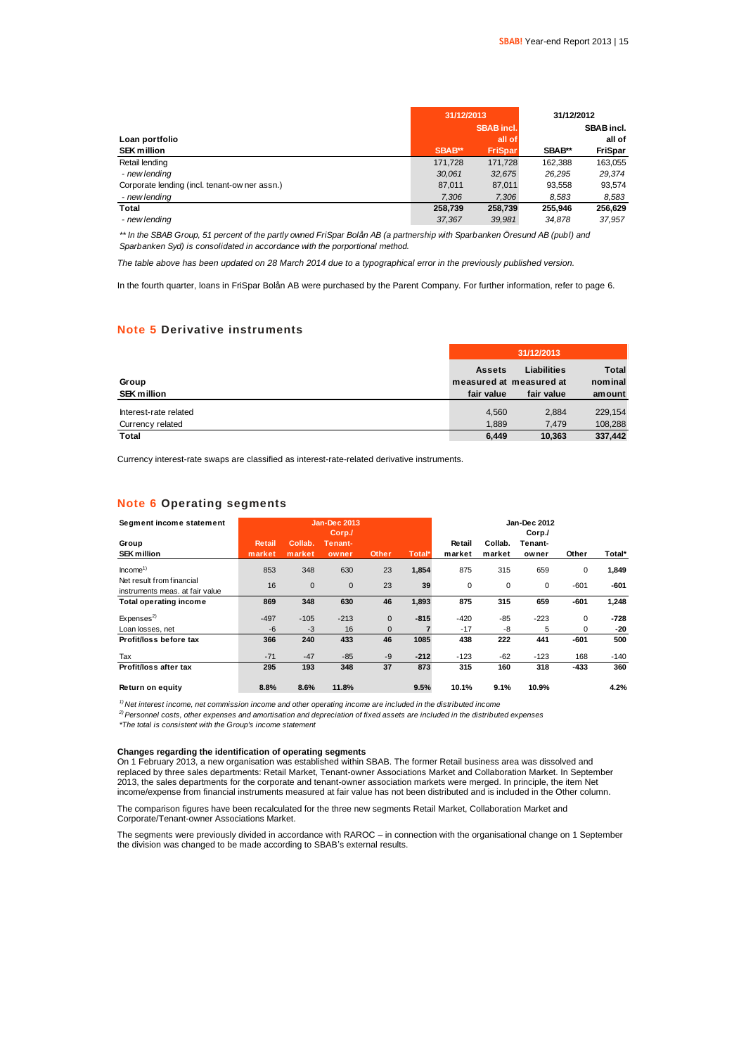| Loan portfolio | 31/12/2013 | | 31/12/2012 | |
|---|---|---|---|---|
| SEK million | SBAB** | SBAB incl. all of FriSpar | SBAB** | SBAB incl. all of FriSpar |
| Retail lending | 171,728 | 171,728 | 162,388 | 163,055 |
| *- new lending* | *30,061* | *32,675* | *26,295* | *29,374* |
| Corporate lending (incl. tenant-owner assn.) | 87,011 | 87,011 | 93,558 | 93,574 |
| *- new lending* | *7,306* | *7,306* | *8,583* | *8,583* |
| **Total** | **258,739** | **258,739** | **255,946** | **256,629** |
| *- new lending* | *37,367* | *39,981* | *34,878* | *37,957* |

*** In the SBAB Group, 51 percent of the partly owned FriSpar Bolån AB (a partnership with Sparbanken Öresund AB (publ) and Sparbanken Syd) is consolidated in accordance with the porportional method.*

*The table above has been updated on 28 March 2014 due to a typographical error in the previously published version.*

In the fourth quarter, loans in FriSpar Bolån AB were purchased by the Parent Company. For further information, refer to page 6.

## Note 5 Derivative instruments

| Group | 31/12/2013 | | |
|---|---|---|---|
| SEK million | Assets measured at fair value | Liabilities measured at fair value | Total nominal amount |
| Interest-rate related | 4,560 | 2,884 | 229,154 |
| Currency related | 1,889 | 7,479 | 108,288 |
| **Total** | **6,449** | **10,363** | **337,442** |

Currency interest-rate swaps are classified as interest-rate-related derivative instruments.

## Note 6 Operating segments

| Segment income statement | Jan-Dec 2013 | | | | | Jan-Dec 2012 | | | | |
|---|---|---|---|---|---|---|---|---|---|---|
| Group<br>SEK million | Retail market | Collab. market | Corp./ Tenant-owner | Other | Total* | Retail market | Collab. market | Corp./ Tenant-owner | Other | Total* |
| Income[1] | 853 | 348 | 630 | 23 | 1,854 | 875 | 315 | 659 | 0 | 1,849 |
| Net result from financial instruments meas. at fair value | 16 | 0 | 0 | 23 | 39 | 0 | 0 | 0 | -601 | -601 |
| **Total operating income** | **869** | **348** | **630** | **46** | **1,893** | **875** | **315** | **659** | **-601** | **1,248** |
| Expenses[2] | -497 | -105 | -213 | 0 | -815 | -420 | -85 | -223 | 0 | -728 |
| Loan losses, net | -6 | -3 | 16 | 0 | 7 | -17 | -8 | 5 | 0 | -20 |
| **Profit/loss before tax** | **366** | **240** | **433** | **46** | **1085** | **438** | **222** | **441** | **-601** | **500** |
| Tax | -71 | -47 | -85 | -9 | -212 | -123 | -62 | -123 | 168 | -140 |
| **Profit/loss after tax** | **295** | **193** | **348** | **37** | **873** | **315** | **160** | **318** | **-433** | **360** |
| **Return on equity** | **8.8%** | **8.6%** | **11.8%** | | **9.5%** | **10.1%** | **9.1%** | **10.9%** | | **4.2%** |

*[1] Net interest income, net commission income and other operating income are included in the distributed income*

*[2] Personnel costs, other expenses and amortisation and depreciation of fixed assets are included in the distributed expenses*

**The total is consistent with the Group's income statement*

**Changes regarding the identification of operating segments**

On 1 February 2013, a new organisation was established within SBAB. The former Retail business area was dissolved and replaced by three sales departments: Retail Market, Tenant-owner Associations Market and Collaboration Market. In September 2013, the sales departments for the corporate and tenant-owner association markets were merged. In principle, the item Net income/expense from financial instruments measured at fair value has not been distributed and is included in the Other column.

The comparison figures have been recalculated for the three new segments Retail Market, Collaboration Market and Corporate/Tenant-owner Associations Market.

The segments were previously divided in accordance with RAROC – in connection with the organisational change on 1 September the division was changed to be made according to SBAB's external results.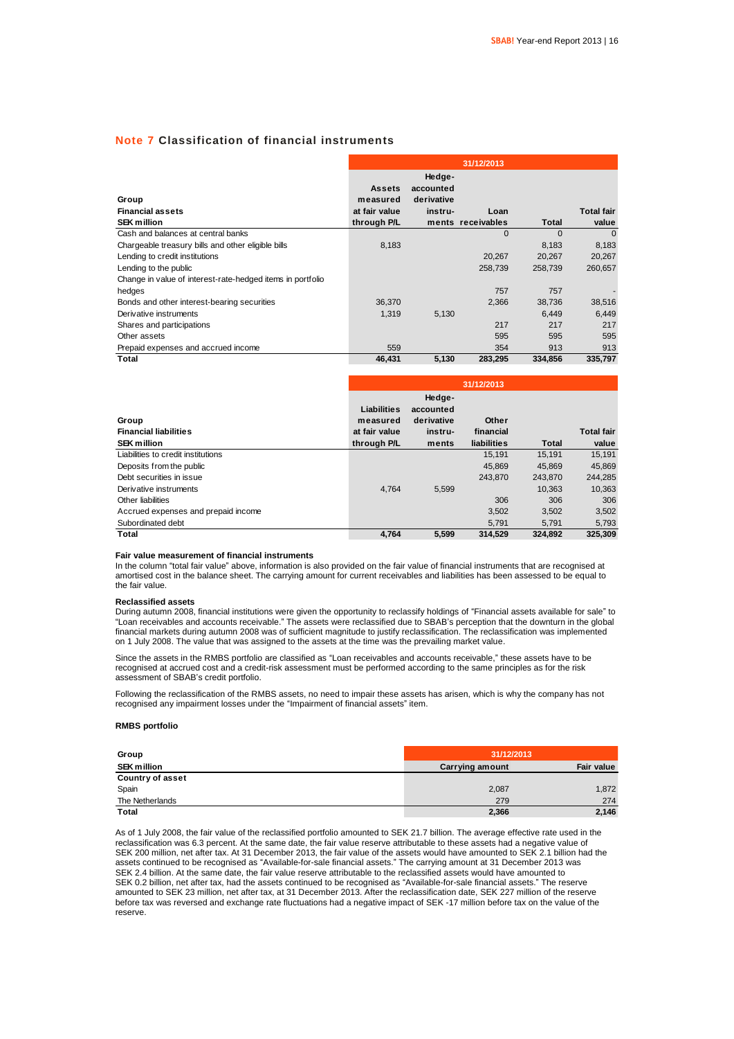## Note 7 Classification of financial instruments

| Group<br>Financial assets<br>SEK million | 31/12/2013<br>Assets measured at fair value through P/L | Hedge-accounted derivative instruments | Loan receivables | Total | Total fair value |
|---|---|---|---|---|---|
| Cash and balances at central banks | | | 0 | 0 | 0 |
| Chargeable treasury bills and other eligible bills | 8,183 | | | 8,183 | 8,183 |
| Lending to credit institutions | | | 20,267 | 20,267 | 20,267 |
| Lending to the public | | | 258,739 | 258,739 | 260,657 |
| Change in value of interest-rate-hedged items in portfolio hedges | | | 757 | 757 | - |
| Bonds and other interest-bearing securities | 36,370 | | 2,366 | 38,736 | 38,516 |
| Derivative instruments | 1,319 | 5,130 | | 6,449 | 6,449 |
| Shares and participations | | | 217 | 217 | 217 |
| Other assets | | | 595 | 595 | 595 |
| Prepaid expenses and accrued income | 559 | | 354 | 913 | 913 |
| **Total** | **46,431** | **5,130** | **283,295** | **334,856** | **335,797** |

| Group<br>Financial liabilities<br>SEK million | 31/12/2013<br>Liabilities measured at fair value through P/L | Hedge-accounted derivative instruments | Other financial liabilities | Total | Total fair value |
|---|---|---|---|---|---|
| Liabilities to credit institutions | | | 15,191 | 15,191 | 15,191 |
| Deposits from the public | | | 45,869 | 45,869 | 45,869 |
| Debt securities in issue | | | 243,870 | 243,870 | 244,285 |
| Derivative instruments | 4,764 | 5,599 | | 10,363 | 10,363 |
| Other liabilities | | | 306 | 306 | 306 |
| Accrued expenses and prepaid income | | | 3,502 | 3,502 | 3,502 |
| Subordinated debt | | | 5,791 | 5,791 | 5,793 |
| **Total** | **4,764** | **5,599** | **314,529** | **324,892** | **325,309** |

**Fair value measurement of financial instruments**

In the column "total fair value" above, information is also provided on the fair value of financial instruments that are recognised at amortised cost in the balance sheet. The carrying amount for current receivables and liabilities has been assessed to be equal to the fair value.

**Reclassified assets**

During autumn 2008, financial institutions were given the opportunity to reclassify holdings of "Financial assets available for sale" to "Loan receivables and accounts receivable." The assets were reclassified due to SBAB's perception that the downturn in the global financial markets during autumn 2008 was of sufficient magnitude to justify reclassification. The reclassification was implemented on 1 July 2008. The value that was assigned to the assets at the time was the prevailing market value.

Since the assets in the RMBS portfolio are classified as "Loan receivables and accounts receivable," these assets have to be recognised at accrued cost and a credit-risk assessment must be performed according to the same principles as for the risk assessment of SBAB's credit portfolio.

Following the reclassification of the RMBS assets, no need to impair these assets has arisen, which is why the company has not recognised any impairment losses under the "Impairment of financial assets" item.

**RMBS portfolio**

| Group<br>SEK million | 31/12/2013<br>Carrying amount | Fair value |
|---|---|---|
| **Country of asset** | | |
| Spain | 2,087 | 1,872 |
| The Netherlands | 279 | 274 |
| **Total** | **2,366** | **2,146** |

As of 1 July 2008, the fair value of the reclassified portfolio amounted to SEK 21.7 billion. The average effective rate used in the reclassification was 6.3 percent. At the same date, the fair value reserve attributable to these assets had a negative value of SEK 200 million, net after tax. At 31 December 2013, the fair value of the assets would have amounted to SEK 2.1 billion had the assets continued to be recognised as "Available-for-sale financial assets." The carrying amount at 31 December 2013 was SEK 2.4 billion. At the same date, the fair value reserve attributable to the reclassified assets would have amounted to SEK 0.2 billion, net after tax, had the assets continued to be recognised as "Available-for-sale financial assets." The reserve amounted to SEK 23 million, net after tax, at 31 December 2013. After the reclassification date, SEK 227 million of the reserve before tax was reversed and exchange rate fluctuations had a negative impact of SEK -17 million before tax on the value of the reserve.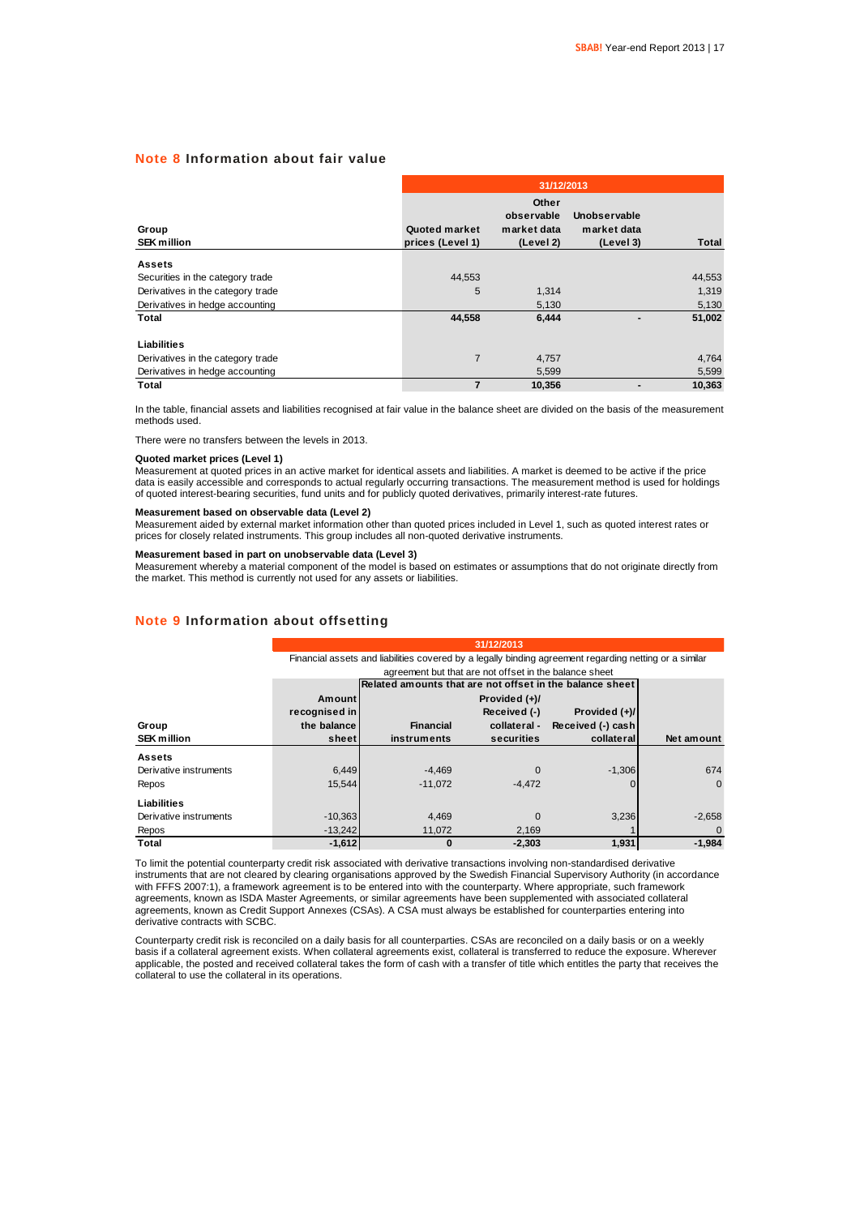## Note 8 Information about fair value

| Group<br>SEK million | 31/12/2013<br>Quoted market prices (Level 1) | Other observable market data (Level 2) | Unobservable market data (Level 3) | Total |
|---|---|---|---|---|
| **Assets** | | | | |
| Securities in the category trade | 44,553 | | | 44,553 |
| Derivatives in the category trade | 5 | 1,314 | | 1,319 |
| Derivatives in hedge accounting | | 5,130 | | 5,130 |
| **Total** | **44,558** | **6,444** | **-** | **51,002** |
| **Liabilities** | | | | |
| Derivatives in the category trade | 7 | 4,757 | | 4,764 |
| Derivatives in hedge accounting | | 5,599 | | 5,599 |
| **Total** | **7** | **10,356** | **-** | **10,363** |

In the table, financial assets and liabilities recognised at fair value in the balance sheet are divided on the basis of the measurement methods used.

There were no transfers between the levels in 2013.

**Quoted market prices (Level 1)**
Measurement at quoted prices in an active market for identical assets and liabilities. A market is deemed to be active if the price data is easily accessible and corresponds to actual regularly occurring transactions. The measurement method is used for holdings of quoted interest-bearing securities, fund units and for publicly quoted derivatives, primarily interest-rate futures.

**Measurement based on observable data (Level 2)**
Measurement aided by external market information other than quoted prices included in Level 1, such as quoted interest rates or prices for closely related instruments. This group includes all non-quoted derivative instruments.

**Measurement based in part on unobservable data (Level 3)**
Measurement whereby a material component of the model is based on estimates or assumptions that do not originate directly from the market. This method is currently not used for any assets or liabilities.

## Note 9 Information about offsetting

| | 31/12/2013 | | | | |
|---|---|---|---|---|---|
| | Financial assets and liabilities covered by a legally binding agreement regarding netting or a similar agreement but that are not offset in the balance sheet | | | | |
| | | Related amounts that are not offset in the balance sheet | | | |
| Group<br>SEK million | Amount recognised in the balance sheet | Financial instruments | Provided (+)/ Received (-) collateral - securities | Provided (+)/ Received (-) cash collateral | Net amount |
| **Assets** | | | | | |
| Derivative instruments | 6,449 | -4,469 | 0 | -1,306 | 674 |
| Repos | 15,544 | -11,072 | -4,472 | 0 | 0 |
| **Liabilities** | | | | | |
| Derivative instruments | -10,363 | 4,469 | 0 | 3,236 | -2,658 |
| Repos | -13,242 | 11,072 | 2,169 | 1 | 0 |
| **Total** | **-1,612** | **0** | **-2,303** | **1,931** | **-1,984** |

To limit the potential counterparty credit risk associated with derivative transactions involving non-standardised derivative instruments that are not cleared by clearing organisations approved by the Swedish Financial Supervisory Authority (in accordance with FFFS 2007:1), a framework agreement is to be entered into with the counterparty. Where appropriate, such framework agreements, known as ISDA Master Agreements, or similar agreements have been supplemented with associated collateral agreements, known as Credit Support Annexes (CSAs). A CSA must always be established for counterparties entering into derivative contracts with SCBC.

Counterparty credit risk is reconciled on a daily basis for all counterparties. CSAs are reconciled on a daily basis or on a weekly basis if a collateral agreement exists. When collateral agreements exist, collateral is transferred to reduce the exposure. Wherever applicable, the posted and received collateral takes the form of cash with a transfer of title which entitles the party that receives the collateral to use the collateral in its operations.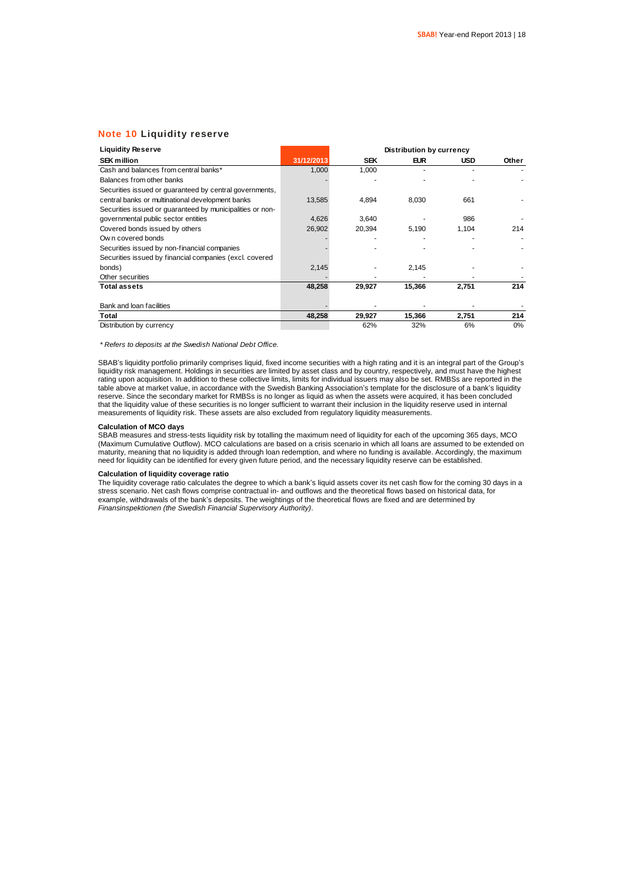## Note 10 Liquidity reserve

| Liquidity Reserve | | Distribution by currency | | | |
|---|---|---|---|---|---|
| SEK million | 31/12/2013 | SEK | EUR | USD | Other |
| Cash and balances from central banks* | 1,000 | 1,000 | - | - | - |
| Balances from other banks | - | - | - | - | - |
| Securities issued or guaranteed by central governments, central banks or multinational development banks | 13,585 | 4,894 | 8,030 | 661 | - |
| Securities issued or guaranteed by municipalities or non-governmental public sector entities | 4,626 | 3,640 | - | 986 | - |
| Covered bonds issued by others | 26,902 | 20,394 | 5,190 | 1,104 | 214 |
| Own covered bonds | - | - | - | - | - |
| Securities issued by non-financial companies | - | - | - | - | - |
| Securities issued by financial companies (excl. covered bonds) | 2,145 | - | 2,145 | - | - |
| Other securities | - | - | - | - | - |
| **Total assets** | **48,258** | **29,927** | **15,366** | **2,751** | **214** |
| Bank and loan facilities | - | - | - | - | - |
| **Total** | **48,258** | **29,927** | **15,366** | **2,751** | **214** |
| Distribution by currency | | 62% | 32% | 6% | 0% |

*\* Refers to deposits at the Swedish National Debt Office.*

SBAB's liquidity portfolio primarily comprises liquid, fixed income securities with a high rating and it is an integral part of the Group's liquidity risk management. Holdings in securities are limited by asset class and by country, respectively, and must have the highest rating upon acquisition. In addition to these collective limits, limits for individual issuers may also be set. RMBSs are reported in the table above at market value, in accordance with the Swedish Banking Association's template for the disclosure of a bank's liquidity reserve. Since the secondary market for RMBSs is no longer as liquid as when the assets were acquired, it has been concluded that the liquidity value of these securities is no longer sufficient to warrant their inclusion in the liquidity reserve used in internal measurements of liquidity risk. These assets are also excluded from regulatory liquidity measurements.

**Calculation of MCO days**

SBAB measures and stress-tests liquidity risk by totalling the maximum need of liquidity for each of the upcoming 365 days, MCO (Maximum Cumulative Outflow). MCO calculations are based on a crisis scenario in which all loans are assumed to be extended on maturity, meaning that no liquidity is added through loan redemption, and where no funding is available. Accordingly, the maximum need for liquidity can be identified for every given future period, and the necessary liquidity reserve can be established.

**Calculation of liquidity coverage ratio**

The liquidity coverage ratio calculates the degree to which a bank's liquid assets cover its net cash flow for the coming 30 days in a stress scenario. Net cash flows comprise contractual in- and outflows and the theoretical flows based on historical data, for example, withdrawals of the bank's deposits. The weightings of the theoretical flows are fixed and are determined by *Finansinspektionen (the Swedish Financial Supervisory Authority)*.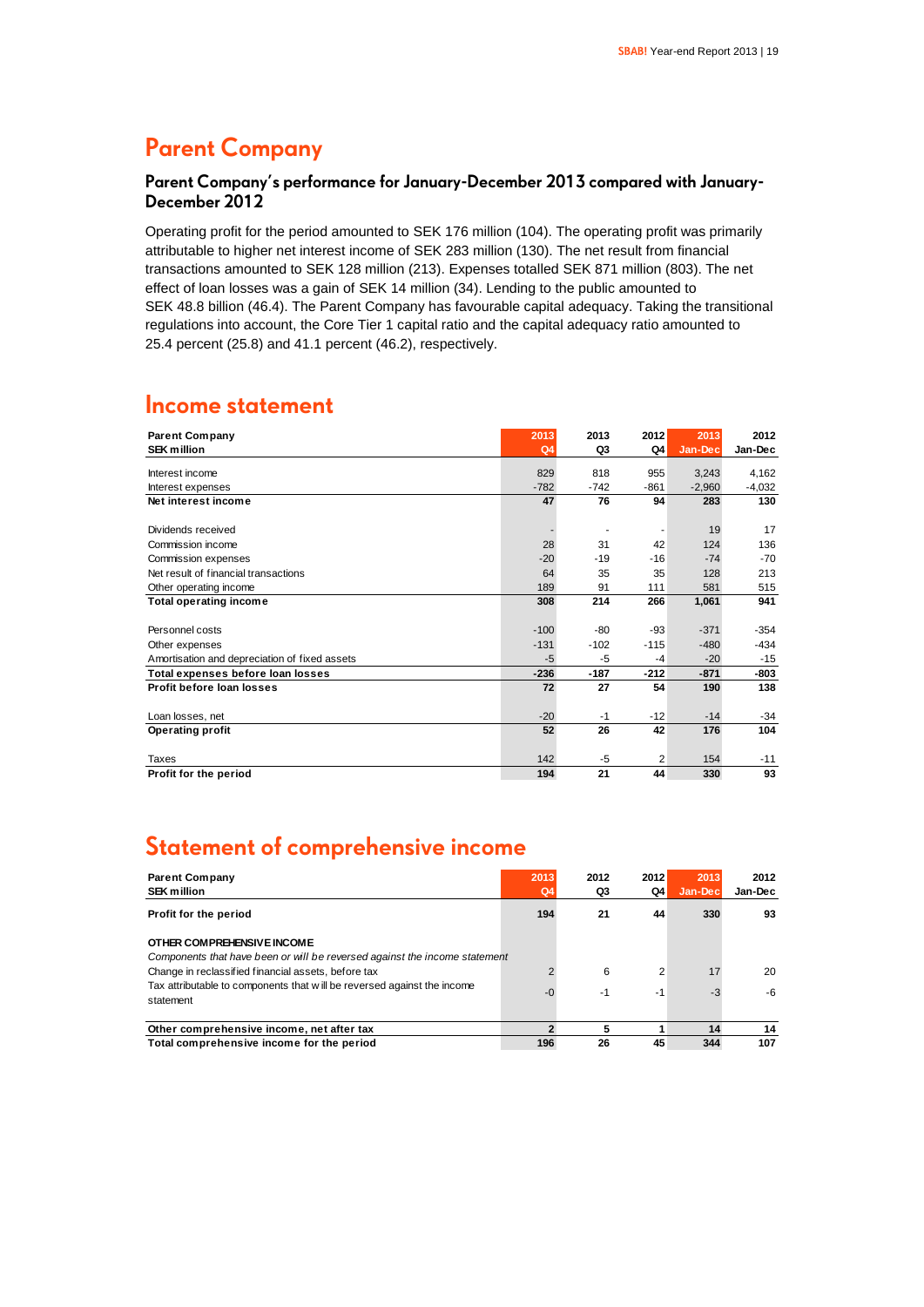# Parent Company

### Parent Company's performance for January-December 2013 compared with January-December 2012

Operating profit for the period amounted to SEK 176 million (104). The operating profit was primarily attributable to higher net interest income of SEK 283 million (130). The net result from financial transactions amounted to SEK 128 million (213). Expenses totalled SEK 871 million (803). The net effect of loan losses was a gain of SEK 14 million (34). Lending to the public amounted to SEK 48.8 billion (46.4). The Parent Company has favourable capital adequacy. Taking the transitional regulations into account, the Core Tier 1 capital ratio and the capital adequacy ratio amounted to 25.4 percent (25.8) and 41.1 percent (46.2), respectively.

# Income statement

| Parent Company<br>SEK million | 2013<br>Q4 | 2013<br>Q3 | 2012<br>Q4 | 2013<br>Jan-Dec | 2012<br>Jan-Dec |
|---|---|---|---|---|---|
| Interest income | 829 | 818 | 955 | 3,243 | 4,162 |
| Interest expenses | -782 | -742 | -861 | -2,960 | -4,032 |
| **Net interest income** | **47** | **76** | **94** | **283** | **130** |
| Dividends received | - | - | - | 19 | 17 |
| Commission income | 28 | 31 | 42 | 124 | 136 |
| Commission expenses | -20 | -19 | -16 | -74 | -70 |
| Net result of financial transactions | 64 | 35 | 35 | 128 | 213 |
| Other operating income | 189 | 91 | 111 | 581 | 515 |
| **Total operating income** | **308** | **214** | **266** | **1,061** | **941** |
| Personnel costs | -100 | -80 | -93 | -371 | -354 |
| Other expenses | -131 | -102 | -115 | -480 | -434 |
| Amortisation and depreciation of fixed assets | -5 | -5 | -4 | -20 | -15 |
| **Total expenses before loan losses** | **-236** | **-187** | **-212** | **-871** | **-803** |
| **Profit before loan losses** | **72** | **27** | **54** | **190** | **138** |
| Loan losses, net | -20 | -1 | -12 | -14 | -34 |
| **Operating profit** | **52** | **26** | **42** | **176** | **104** |
| Taxes | 142 | -5 | 2 | 154 | -11 |
| **Profit for the period** | **194** | **21** | **44** | **330** | **93** |

# Statement of comprehensive income

| Parent Company<br>SEK million | 2013<br>Q4 | 2012<br>Q3 | 2012<br>Q4 | 2013<br>Jan-Dec | 2012<br>Jan-Dec |
|---|---|---|---|---|---|
| **Profit for the period** | **194** | **21** | **44** | **330** | **93** |
| **OTHER COMPREHENSIVE INCOME** | | | | | |
| *Components that have been or will be reversed against the income statement* | | | | | |
| Change in reclassified financial assets, before tax | 2 | 6 | 2 | 17 | 20 |
| Tax attributable to components that will be reversed against the income statement | -0 | -1 | -1 | -3 | -6 |
| **Other comprehensive income, net after tax** | **2** | **5** | **1** | **14** | **14** |
| **Total comprehensive income for the period** | **196** | **26** | **45** | **344** | **107** |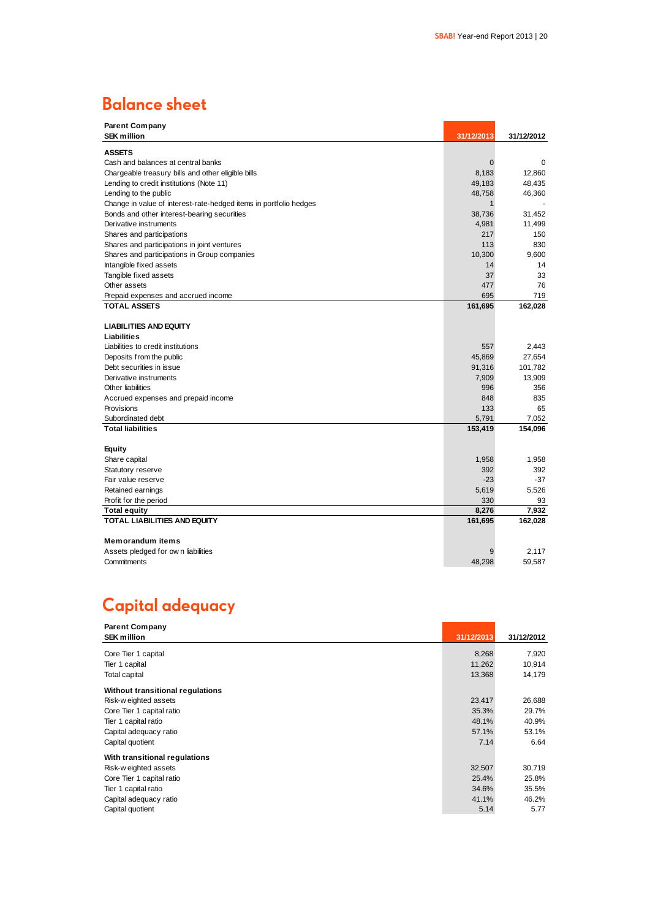## Balance sheet

| Parent Company<br>SEK million | 31/12/2013 | 31/12/2012 |
|---|---|---|
| **ASSETS** | | |
| Cash and balances at central banks | 0 | 0 |
| Chargeable treasury bills and other eligible bills | 8,183 | 12,860 |
| Lending to credit institutions (Note 11) | 49,183 | 48,435 |
| Lending to the public | 48,758 | 46,360 |
| Change in value of interest-rate-hedged items in portfolio hedges | 1 | - |
| Bonds and other interest-bearing securities | 38,736 | 31,452 |
| Derivative instruments | 4,981 | 11,499 |
| Shares and participations | 217 | 150 |
| Shares and participations in joint ventures | 113 | 830 |
| Shares and participations in Group companies | 10,300 | 9,600 |
| Intangible fixed assets | 14 | 14 |
| Tangible fixed assets | 37 | 33 |
| Other assets | 477 | 76 |
| Prepaid expenses and accrued income | 695 | 719 |
| **TOTAL ASSETS** | **161,695** | **162,028** |
| | | |
| **LIABILITIES AND EQUITY** | | |
| **Liabilities** | | |
| Liabilities to credit institutions | 557 | 2,443 |
| Deposits from the public | 45,869 | 27,654 |
| Debt securities in issue | 91,316 | 101,782 |
| Derivative instruments | 7,909 | 13,909 |
| Other liabilities | 996 | 356 |
| Accrued expenses and prepaid income | 848 | 835 |
| Provisions | 133 | 65 |
| Subordinated debt | 5,791 | 7,052 |
| **Total liabilities** | **153,419** | **154,096** |
| | | |
| **Equity** | | |
| Share capital | 1,958 | 1,958 |
| Statutory reserve | 392 | 392 |
| Fair value reserve | -23 | -37 |
| Retained earnings | 5,619 | 5,526 |
| Profit for the period | 330 | 93 |
| **Total equity** | **8,276** | **7,932** |
| **TOTAL LIABILITIES AND EQUITY** | **161,695** | **162,028** |
| | | |
| **Memorandum items** | | |
| Assets pledged for own liabilities | 9 | 2,117 |
| Commitments | 48,298 | 59,587 |

## Capital adequacy

| Parent Company<br>SEK million | 31/12/2013 | 31/12/2012 |
|---|---|---|
| Core Tier 1 capital | 8,268 | 7,920 |
| Tier 1 capital | 11,262 | 10,914 |
| Total capital | 13,368 | 14,179 |
| **Without transitional regulations** | | |
| Risk-weighted assets | 23,417 | 26,688 |
| Core Tier 1 capital ratio | 35.3% | 29.7% |
| Tier 1 capital ratio | 48.1% | 40.9% |
| Capital adequacy ratio | 57.1% | 53.1% |
| Capital quotient | 7.14 | 6.64 |
| **With transitional regulations** | | |
| Risk-weighted assets | 32,507 | 30,719 |
| Core Tier 1 capital ratio | 25.4% | 25.8% |
| Tier 1 capital ratio | 34.6% | 35.5% |
| Capital adequacy ratio | 41.1% | 46.2% |
| Capital quotient | 5.14 | 5.77 |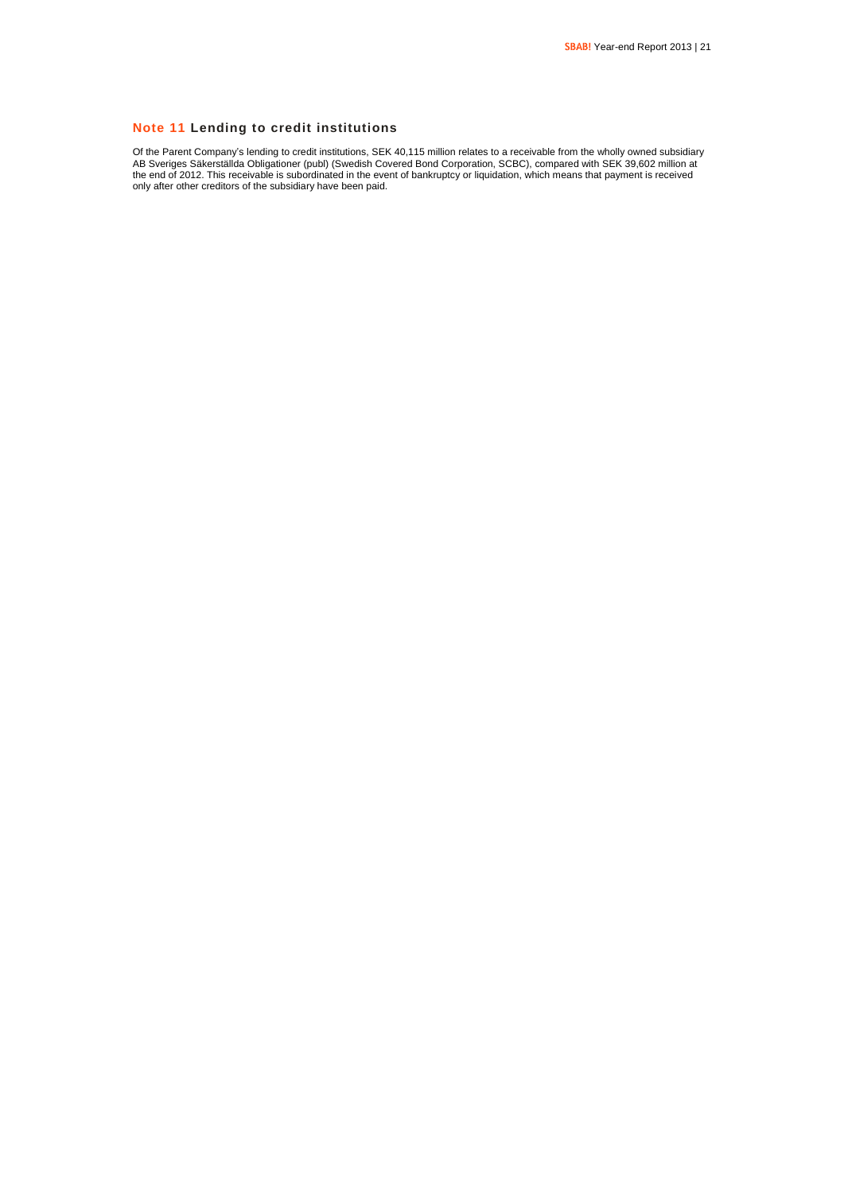## Note 11 Lending to credit institutions

Of the Parent Company's lending to credit institutions, SEK 40,115 million relates to a receivable from the wholly owned subsidiary AB Sveriges Säkerställda Obligationer (publ) (Swedish Covered Bond Corporation, SCBC), compared with SEK 39,602 million at the end of 2012. This receivable is subordinated in the event of bankruptcy or liquidation, which means that payment is received only after other creditors of the subsidiary have been paid.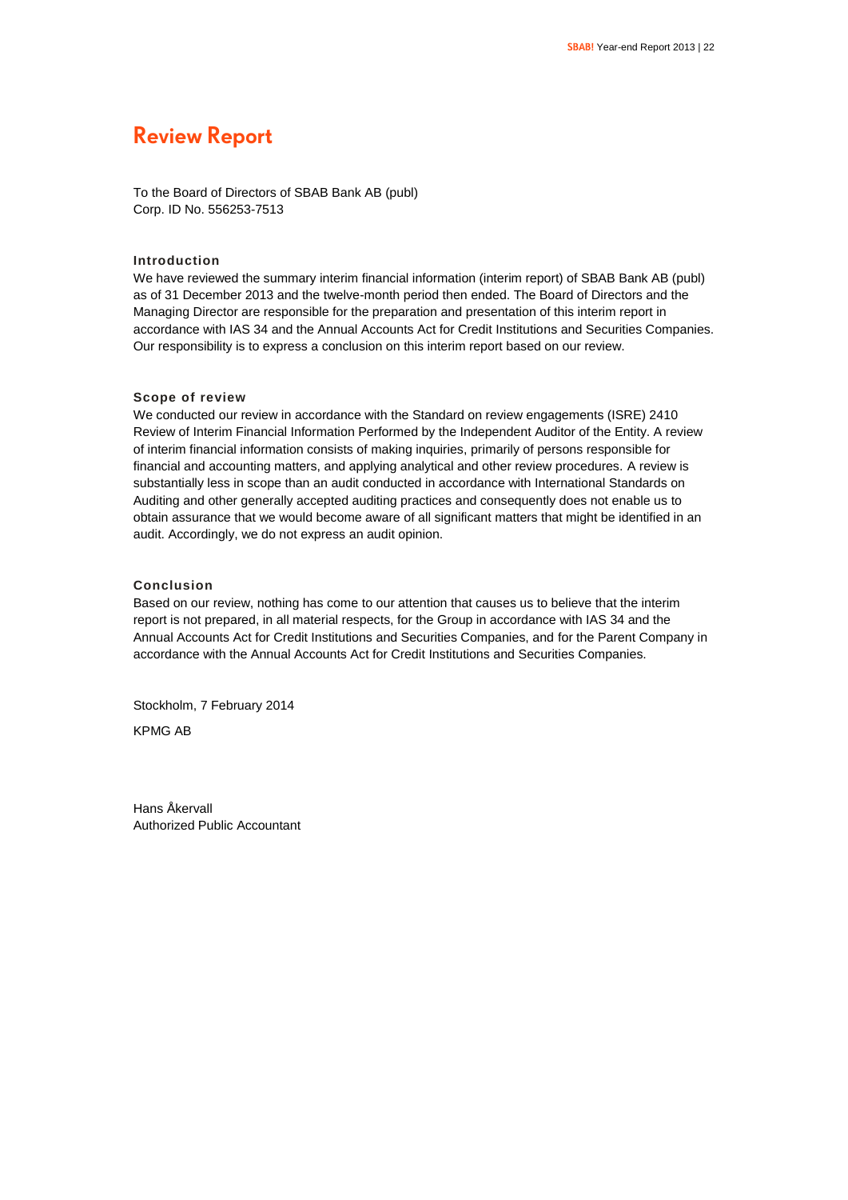# Review Report

To the Board of Directors of SBAB Bank AB (publ)
Corp. ID No. 556253-7513

### Introduction

We have reviewed the summary interim financial information (interim report) of SBAB Bank AB (publ) as of 31 December 2013 and the twelve-month period then ended. The Board of Directors and the Managing Director are responsible for the preparation and presentation of this interim report in accordance with IAS 34 and the Annual Accounts Act for Credit Institutions and Securities Companies. Our responsibility is to express a conclusion on this interim report based on our review.

### Scope of review

We conducted our review in accordance with the Standard on review engagements (ISRE) 2410 Review of Interim Financial Information Performed by the Independent Auditor of the Entity. A review of interim financial information consists of making inquiries, primarily of persons responsible for financial and accounting matters, and applying analytical and other review procedures. A review is substantially less in scope than an audit conducted in accordance with International Standards on Auditing and other generally accepted auditing practices and consequently does not enable us to obtain assurance that we would become aware of all significant matters that might be identified in an audit. Accordingly, we do not express an audit opinion.

### Conclusion

Based on our review, nothing has come to our attention that causes us to believe that the interim report is not prepared, in all material respects, for the Group in accordance with IAS 34 and the Annual Accounts Act for Credit Institutions and Securities Companies, and for the Parent Company in accordance with the Annual Accounts Act for Credit Institutions and Securities Companies.

Stockholm, 7 February 2014

KPMG AB

Hans Åkervall
Authorized Public Accountant